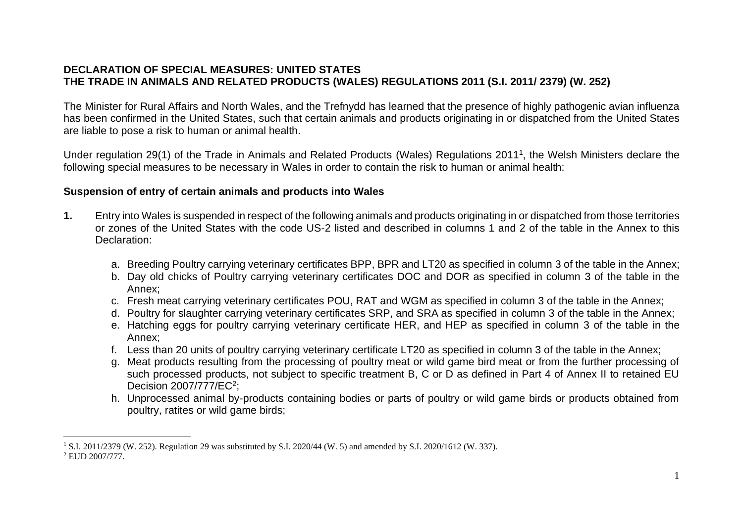**DECLARATION OF SPECIAL MEASURES: UNITED STATES**
**THE TRADE IN ANIMALS AND RELATED PRODUCTS (WALES) REGULATIONS 2011 (S.I. 2011/ 2379) (W. 252)**

The Minister for Rural Affairs and North Wales, and the Trefnydd has learned that the presence of highly pathogenic avian influenza has been confirmed in the United States, such that certain animals and products originating in or dispatched from the United States are liable to pose a risk to human or animal health.

Under regulation 29(1) of the Trade in Animals and Related Products (Wales) Regulations 2011[1], the Welsh Ministers declare the following special measures to be necessary in Wales in order to contain the risk to human or animal health:

**Suspension of entry of certain animals and products into Wales**

**1.** Entry into Wales is suspended in respect of the following animals and products originating in or dispatched from those territories or zones of the United States with the code US-2 listed and described in columns 1 and 2 of the table in the Annex to this Declaration:

a. Breeding Poultry carrying veterinary certificates BPP, BPR and LT20 as specified in column 3 of the table in the Annex;
b. Day old chicks of Poultry carrying veterinary certificates DOC and DOR as specified in column 3 of the table in the Annex;
c. Fresh meat carrying veterinary certificates POU, RAT and WGM as specified in column 3 of the table in the Annex;
d. Poultry for slaughter carrying veterinary certificates SRP, and SRA as specified in column 3 of the table in the Annex;
e. Hatching eggs for poultry carrying veterinary certificate HER, and HEP as specified in column 3 of the table in the Annex;
f. Less than 20 units of poultry carrying veterinary certificate LT20 as specified in column 3 of the table in the Annex;
g. Meat products resulting from the processing of poultry meat or wild game bird meat or from the further processing of such processed products, not subject to specific treatment B, C or D as defined in Part 4 of Annex II to retained EU Decision 2007/777/EC[2];
h. Unprocessed animal by-products containing bodies or parts of poultry or wild game birds or products obtained from poultry, ratites or wild game birds;

[1] S.I. 2011/2379 (W. 252). Regulation 29 was substituted by S.I. 2020/44 (W. 5) and amended by S.I. 2020/1612 (W. 337).

[2] EUD 2007/777.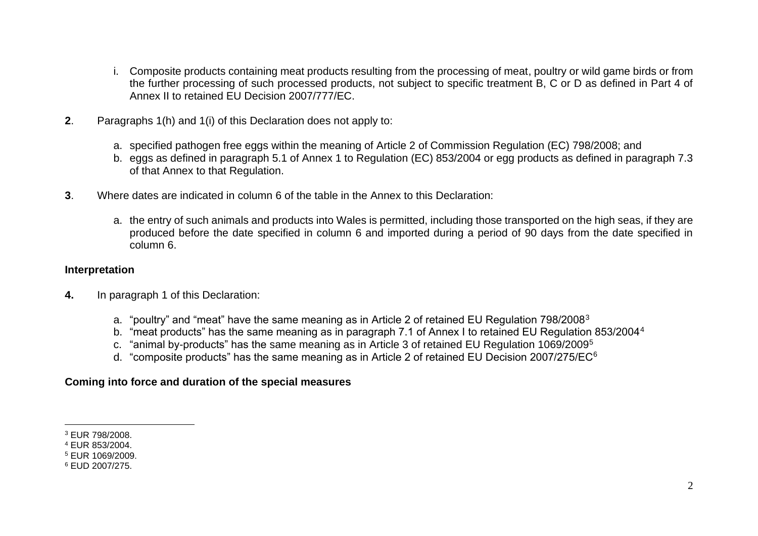i. Composite products containing meat products resulting from the processing of meat, poultry or wild game birds or from the further processing of such processed products, not subject to specific treatment B, C or D as defined in Part 4 of Annex II to retained EU Decision 2007/777/EC.

**2**. Paragraphs 1(h) and 1(i) of this Declaration does not apply to:

a. specified pathogen free eggs within the meaning of Article 2 of Commission Regulation (EC) 798/2008; and
b. eggs as defined in paragraph 5.1 of Annex 1 to Regulation (EC) 853/2004 or egg products as defined in paragraph 7.3 of that Annex to that Regulation.

**3**. Where dates are indicated in column 6 of the table in the Annex to this Declaration:

a. the entry of such animals and products into Wales is permitted, including those transported on the high seas, if they are produced before the date specified in column 6 and imported during a period of 90 days from the date specified in column 6.

**Interpretation**

**4.** In paragraph 1 of this Declaration:

a. "poultry" and "meat" have the same meaning as in Article 2 of retained EU Regulation 798/2008[3]
b. "meat products" has the same meaning as in paragraph 7.1 of Annex I to retained EU Regulation 853/2004[4]
c. "animal by-products" has the same meaning as in Article 3 of retained EU Regulation 1069/2009[5]
d. "composite products" has the same meaning as in Article 2 of retained EU Decision 2007/275/EC[6]

**Coming into force and duration of the special measures**

[3] EUR 798/2008.
[4] EUR 853/2004.
[5] EUR 1069/2009.
[6] EUD 2007/275.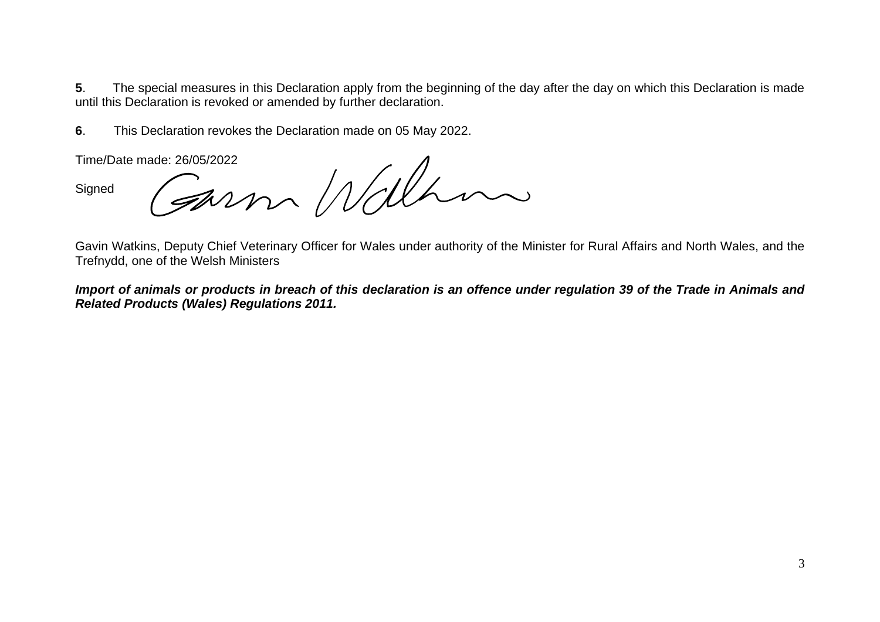**5**. The special measures in this Declaration apply from the beginning of the day after the day on which this Declaration is made until this Declaration is revoked or amended by further declaration.

**6**. This Declaration revokes the Declaration made on 05 May 2022.

Time/Date made: 26/05/2022

Signed

Gavin Watkins, Deputy Chief Veterinary Officer for Wales under authority of the Minister for Rural Affairs and North Wales, and the Trefnydd, one of the Welsh Ministers

***Import of animals or products in breach of this declaration is an offence under regulation 39 of the Trade in Animals and Related Products (Wales) Regulations 2011.***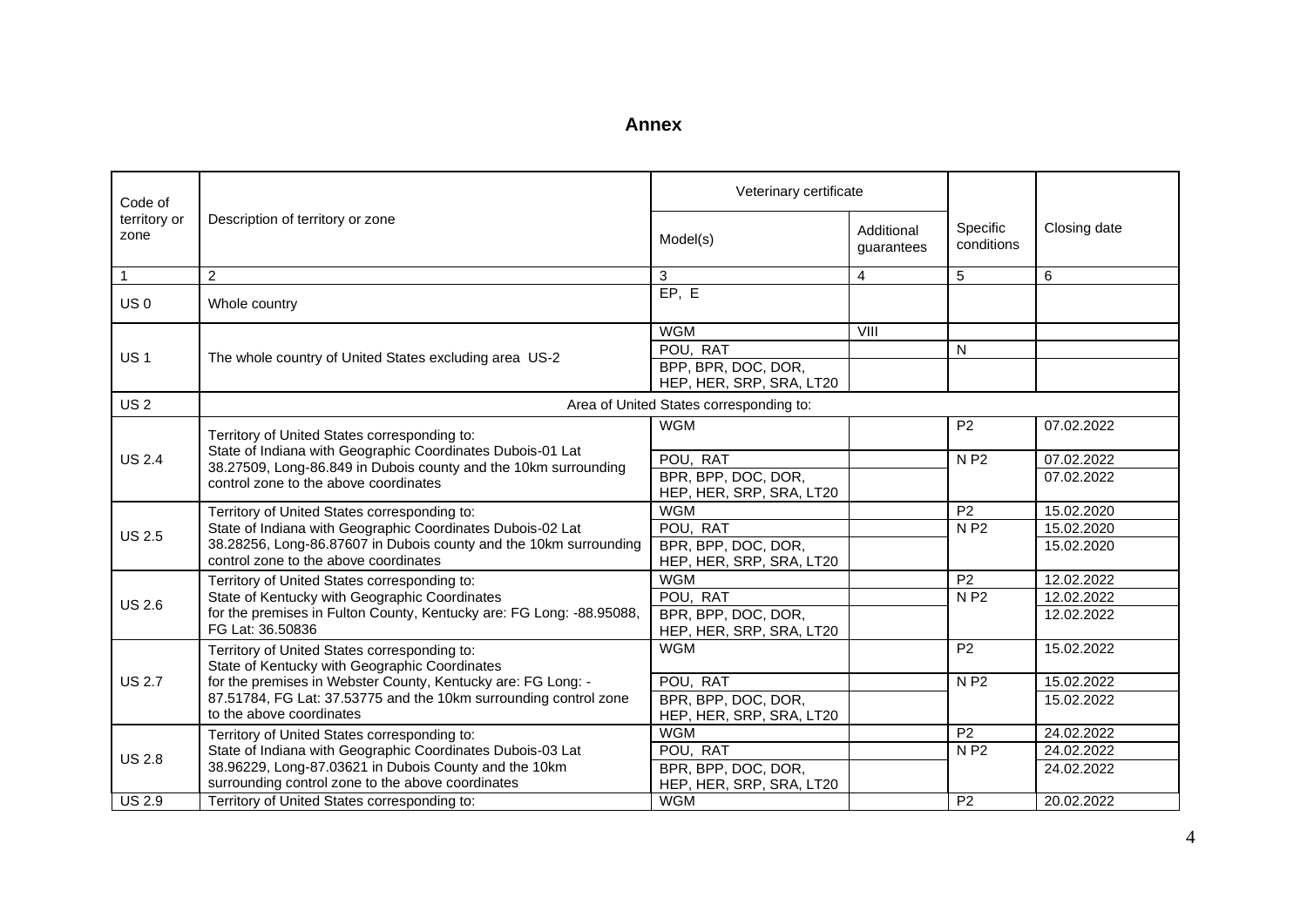# Annex

| Code of territory or zone | Description of territory or zone | Veterinary certificate | | Specific conditions | Closing date |
|---|---|---|---|---|---|
| | | Model(s) | Additional guarantees | | |
| 1 | 2 | 3 | 4 | 5 | 6 |
| US 0 | Whole country | EP, E | | | |
| US 1 | The whole country of United States excluding area US-2 | WGM | VIII | | |
| | | POU, RAT | | N | |
| | | BPP, BPR, DOC, DOR, HEP, HER, SRP, SRA, LT20 | | | |
| US 2 | Area of United States corresponding to: | | | | |
| US 2.4 | Territory of United States corresponding to: State of Indiana with Geographic Coordinates Dubois-01 Lat 38.27509, Long-86.849 in Dubois county and the 10km surrounding control zone to the above coordinates | WGM | | P2 | 07.02.2022 |
| | | POU, RAT | | N P2 | 07.02.2022 |
| | | BPR, BPP, DOC, DOR, HEP, HER, SRP, SRA, LT20 | | | 07.02.2022 |
| US 2.5 | Territory of United States corresponding to: State of Indiana with Geographic Coordinates Dubois-02 Lat 38.28256, Long-86.87607 in Dubois county and the 10km surrounding control zone to the above coordinates | WGM | | P2 | 15.02.2020 |
| | | POU, RAT | | N P2 | 15.02.2020 |
| | | BPR, BPP, DOC, DOR, HEP, HER, SRP, SRA, LT20 | | | 15.02.2020 |
| US 2.6 | Territory of United States corresponding to: State of Kentucky with Geographic Coordinates for the premises in Fulton County, Kentucky are: FG Long: -88.95088, FG Lat: 36.50836 | WGM | | P2 | 12.02.2022 |
| | | POU, RAT | | N P2 | 12.02.2022 |
| | | BPR, BPP, DOC, DOR, HEP, HER, SRP, SRA, LT20 | | | 12.02.2022 |
| US 2.7 | Territory of United States corresponding to: State of Kentucky with Geographic Coordinates for the premises in Webster County, Kentucky are: FG Long: -87.51784, FG Lat: 37.53775 and the 10km surrounding control zone to the above coordinates | WGM | | P2 | 15.02.2022 |
| | | POU, RAT | | N P2 | 15.02.2022 |
| | | BPR, BPP, DOC, DOR, HEP, HER, SRP, SRA, LT20 | | | 15.02.2022 |
| US 2.8 | Territory of United States corresponding to: State of Indiana with Geographic Coordinates Dubois-03 Lat 38.96229, Long-87.03621 in Dubois County and the 10km surrounding control zone to the above coordinates | WGM | | P2 | 24.02.2022 |
| | | POU, RAT | | N P2 | 24.02.2022 |
| | | BPR, BPP, DOC, DOR, HEP, HER, SRP, SRA, LT20 | | | 24.02.2022 |
| US 2.9 | Territory of United States corresponding to: | WGM | | P2 | 20.02.2022 |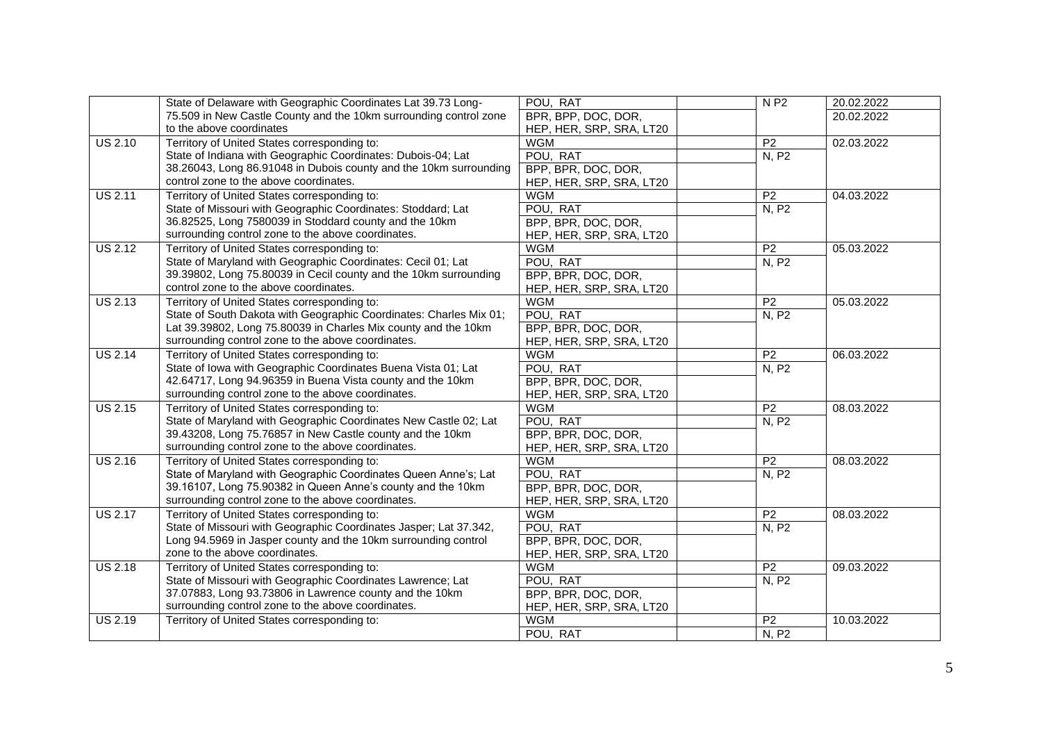| | | | | | |
|---|---|---|---|---|---|
| | State of Delaware with Geographic Coordinates Lat 39.73 Long-75.509 in New Castle County and the 10km surrounding control zone to the above coordinates | POU, RAT | | N P2 | 20.02.2022 |
| | | BPR, BPP, DOC, DOR, HEP, HER, SRP, SRA, LT20 | | | 20.02.2022 |
| US 2.10 | Territory of United States corresponding to: | WGM | | P2 | 02.03.2022 |
| | State of Indiana with Geographic Coordinates: Dubois-04; Lat 38.26043, Long 86.91048 in Dubois county and the 10km surrounding control zone to the above coordinates. | POU, RAT | | N, P2 | |
| | | BPP, BPR, DOC, DOR, HEP, HER, SRP, SRA, LT20 | | | |
| US 2.11 | Territory of United States corresponding to: | WGM | | P2 | 04.03.2022 |
| | State of Missouri with Geographic Coordinates: Stoddard; Lat 36.82525, Long 7580039 in Stoddard county and the 10km surrounding control zone to the above coordinates. | POU, RAT | | N, P2 | |
| | | BPP, BPR, DOC, DOR, HEP, HER, SRP, SRA, LT20 | | | |
| US 2.12 | Territory of United States corresponding to: | WGM | | P2 | 05.03.2022 |
| | State of Maryland with Geographic Coordinates: Cecil 01; Lat 39.39802, Long 75.80039 in Cecil county and the 10km surrounding control zone to the above coordinates. | POU, RAT | | N, P2 | |
| | | BPP, BPR, DOC, DOR, HEP, HER, SRP, SRA, LT20 | | | |
| US 2.13 | Territory of United States corresponding to: | WGM | | P2 | 05.03.2022 |
| | State of South Dakota with Geographic Coordinates: Charles Mix 01; Lat 39.39802, Long 75.80039 in Charles Mix county and the 10km surrounding control zone to the above coordinates. | POU, RAT | | N, P2 | |
| | | BPP, BPR, DOC, DOR, HEP, HER, SRP, SRA, LT20 | | | |
| US 2.14 | Territory of United States corresponding to: | WGM | | P2 | 06.03.2022 |
| | State of Iowa with Geographic Coordinates Buena Vista 01; Lat 42.64717, Long 94.96359 in Buena Vista county and the 10km surrounding control zone to the above coordinates. | POU, RAT | | N, P2 | |
| | | BPP, BPR, DOC, DOR, HEP, HER, SRP, SRA, LT20 | | | |
| US 2.15 | Territory of United States corresponding to: | WGM | | P2 | 08.03.2022 |
| | State of Maryland with Geographic Coordinates New Castle 02; Lat 39.43208, Long 75.76857 in New Castle county and the 10km surrounding control zone to the above coordinates. | POU, RAT | | N, P2 | |
| | | BPP, BPR, DOC, DOR, HEP, HER, SRP, SRA, LT20 | | | |
| US 2.16 | Territory of United States corresponding to: | WGM | | P2 | 08.03.2022 |
| | State of Maryland with Geographic Coordinates Queen Anne's; Lat 39.16107, Long 75.90382 in Queen Anne's county and the 10km surrounding control zone to the above coordinates. | POU, RAT | | N, P2 | |
| | | BPP, BPR, DOC, DOR, HEP, HER, SRP, SRA, LT20 | | | |
| US 2.17 | Territory of United States corresponding to: | WGM | | P2 | 08.03.2022 |
| | State of Missouri with Geographic Coordinates Jasper; Lat 37.342, Long 94.5969 in Jasper county and the 10km surrounding control zone to the above coordinates. | POU, RAT | | N, P2 | |
| | | BPP, BPR, DOC, DOR, HEP, HER, SRP, SRA, LT20 | | | |
| US 2.18 | Territory of United States corresponding to: | WGM | | P2 | 09.03.2022 |
| | State of Missouri with Geographic Coordinates Lawrence; Lat 37.07883, Long 93.73806 in Lawrence county and the 10km surrounding control zone to the above coordinates. | POU, RAT | | N, P2 | |
| | | BPP, BPR, DOC, DOR, HEP, HER, SRP, SRA, LT20 | | | |
| US 2.19 | Territory of United States corresponding to: | WGM | | P2 | 10.03.2022 |
| | | POU, RAT | | N, P2 | |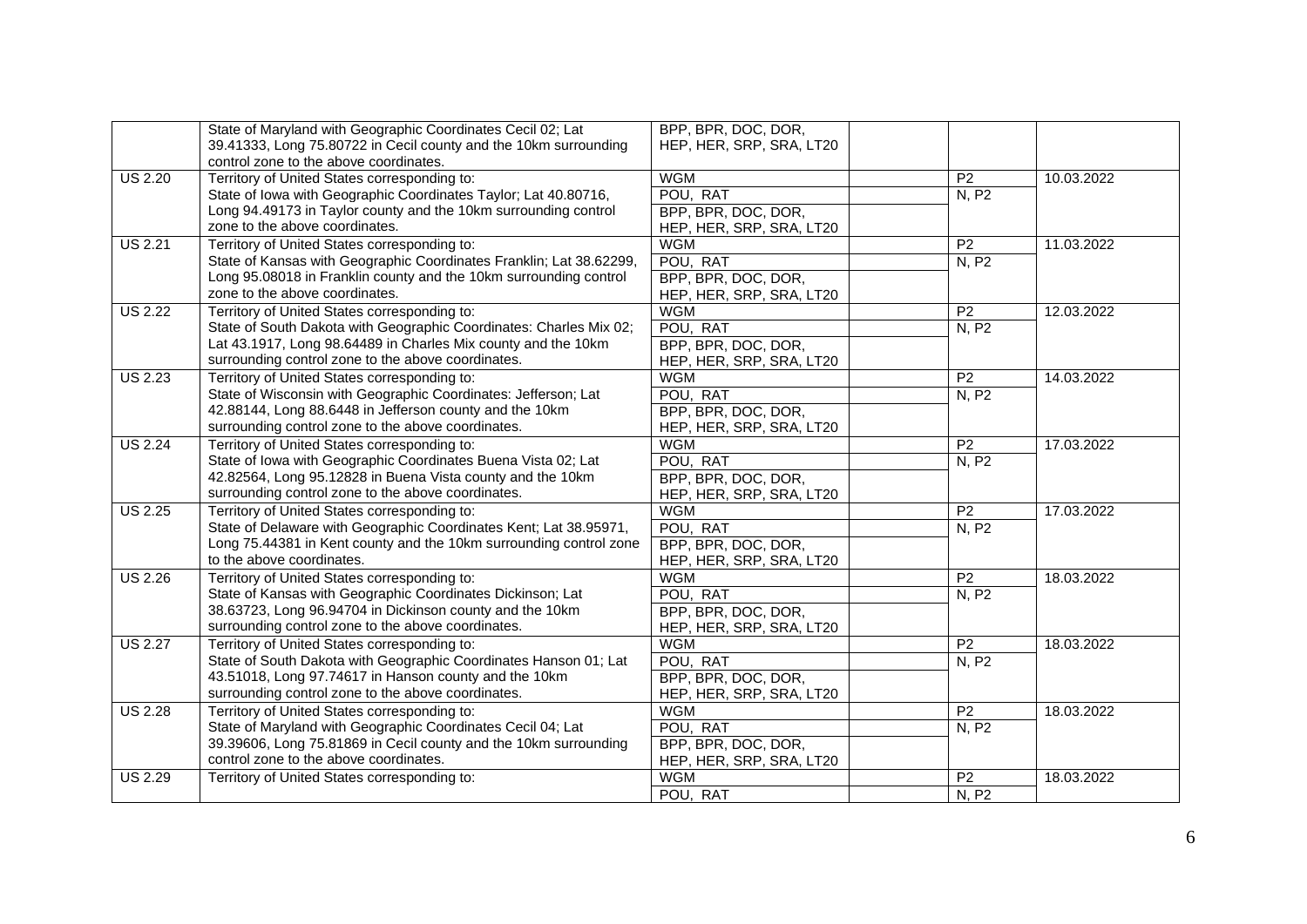| | | | | | |
|---|---|---|---|---|---|
| | State of Maryland with Geographic Coordinates Cecil 02; Lat 39.41333, Long 75.80722 in Cecil county and the 10km surrounding control zone to the above coordinates. | BPP, BPR, DOC, DOR, HEP, HER, SRP, SRA, LT20 | | | |
| US 2.20 | Territory of United States corresponding to: | WGM | | P2 | 10.03.2022 |
| | State of Iowa with Geographic Coordinates Taylor; Lat 40.80716, Long 94.49173 in Taylor county and the 10km surrounding control zone to the above coordinates. | POU, RAT | | N, P2 | |
| | | BPP, BPR, DOC, DOR, HEP, HER, SRP, SRA, LT20 | | | |
| US 2.21 | Territory of United States corresponding to: | WGM | | P2 | 11.03.2022 |
| | State of Kansas with Geographic Coordinates Franklin; Lat 38.62299, Long 95.08018 in Franklin county and the 10km surrounding control zone to the above coordinates. | POU, RAT | | N, P2 | |
| | | BPP, BPR, DOC, DOR, HEP, HER, SRP, SRA, LT20 | | | |
| US 2.22 | Territory of United States corresponding to: | WGM | | P2 | 12.03.2022 |
| | State of South Dakota with Geographic Coordinates: Charles Mix 02; Lat 43.1917, Long 98.64489 in Charles Mix county and the 10km surrounding control zone to the above coordinates. | POU, RAT | | N, P2 | |
| | | BPP, BPR, DOC, DOR, HEP, HER, SRP, SRA, LT20 | | | |
| US 2.23 | Territory of United States corresponding to: | WGM | | P2 | 14.03.2022 |
| | State of Wisconsin with Geographic Coordinates: Jefferson; Lat 42.88144, Long 88.6448 in Jefferson county and the 10km surrounding control zone to the above coordinates. | POU, RAT | | N, P2 | |
| | | BPP, BPR, DOC, DOR, HEP, HER, SRP, SRA, LT20 | | | |
| US 2.24 | Territory of United States corresponding to: | WGM | | P2 | 17.03.2022 |
| | State of Iowa with Geographic Coordinates Buena Vista 02; Lat 42.82564, Long 95.12828 in Buena Vista county and the 10km surrounding control zone to the above coordinates. | POU, RAT | | N, P2 | |
| | | BPP, BPR, DOC, DOR, HEP, HER, SRP, SRA, LT20 | | | |
| US 2.25 | Territory of United States corresponding to: | WGM | | P2 | 17.03.2022 |
| | State of Delaware with Geographic Coordinates Kent; Lat 38.95971, Long 75.44381 in Kent county and the 10km surrounding control zone to the above coordinates. | POU, RAT | | N, P2 | |
| | | BPP, BPR, DOC, DOR, HEP, HER, SRP, SRA, LT20 | | | |
| US 2.26 | Territory of United States corresponding to: | WGM | | P2 | 18.03.2022 |
| | State of Kansas with Geographic Coordinates Dickinson; Lat 38.63723, Long 96.94704 in Dickinson county and the 10km surrounding control zone to the above coordinates. | POU, RAT | | N, P2 | |
| | | BPP, BPR, DOC, DOR, HEP, HER, SRP, SRA, LT20 | | | |
| US 2.27 | Territory of United States corresponding to: | WGM | | P2 | 18.03.2022 |
| | State of South Dakota with Geographic Coordinates Hanson 01; Lat 43.51018, Long 97.74617 in Hanson county and the 10km surrounding control zone to the above coordinates. | POU, RAT | | N, P2 | |
| | | BPP, BPR, DOC, DOR, HEP, HER, SRP, SRA, LT20 | | | |
| US 2.28 | Territory of United States corresponding to: | WGM | | P2 | 18.03.2022 |
| | State of Maryland with Geographic Coordinates Cecil 04; Lat 39.39606, Long 75.81869 in Cecil county and the 10km surrounding control zone to the above coordinates. | POU, RAT | | N, P2 | |
| | | BPP, BPR, DOC, DOR, HEP, HER, SRP, SRA, LT20 | | | |
| US 2.29 | Territory of United States corresponding to: | WGM | | P2 | 18.03.2022 |
| | | POU, RAT | | N, P2 | |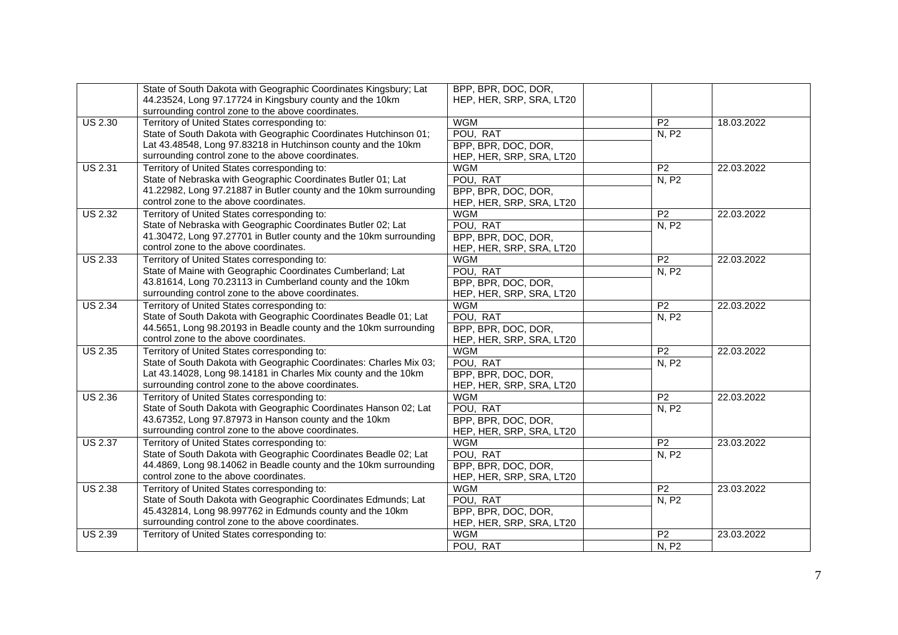| | | | | | |
|---|---|---|---|---|---|
| | State of South Dakota with Geographic Coordinates Kingsbury; Lat 44.23524, Long 97.17724 in Kingsbury county and the 10km surrounding control zone to the above coordinates. | BPP, BPR, DOC, DOR, HEP, HER, SRP, SRA, LT20 | | | |
| US 2.30 | Territory of United States corresponding to: | WGM | | P2 | 18.03.2022 |
| | State of South Dakota with Geographic Coordinates Hutchinson 01; Lat 43.48548, Long 97.83218 in Hutchinson county and the 10km surrounding control zone to the above coordinates. | POU, RAT | | N, P2 | |
| | | BPP, BPR, DOC, DOR, HEP, HER, SRP, SRA, LT20 | | | |
| US 2.31 | Territory of United States corresponding to: | WGM | | P2 | 22.03.2022 |
| | State of Nebraska with Geographic Coordinates Butler 01; Lat 41.22982, Long 97.21887 in Butler county and the 10km surrounding control zone to the above coordinates. | POU, RAT | | N, P2 | |
| | | BPP, BPR, DOC, DOR, HEP, HER, SRP, SRA, LT20 | | | |
| US 2.32 | Territory of United States corresponding to: | WGM | | P2 | 22.03.2022 |
| | State of Nebraska with Geographic Coordinates Butler 02; Lat 41.30472, Long 97.27701 in Butler county and the 10km surrounding control zone to the above coordinates. | POU, RAT | | N, P2 | |
| | | BPP, BPR, DOC, DOR, HEP, HER, SRP, SRA, LT20 | | | |
| US 2.33 | Territory of United States corresponding to: | WGM | | P2 | 22.03.2022 |
| | State of Maine with Geographic Coordinates Cumberland; Lat 43.81614, Long 70.23113 in Cumberland county and the 10km surrounding control zone to the above coordinates. | POU, RAT | | N, P2 | |
| | | BPP, BPR, DOC, DOR, HEP, HER, SRP, SRA, LT20 | | | |
| US 2.34 | Territory of United States corresponding to: | WGM | | P2 | 22.03.2022 |
| | State of South Dakota with Geographic Coordinates Beadle 01; Lat 44.5651, Long 98.20193 in Beadle county and the 10km surrounding control zone to the above coordinates. | POU, RAT | | N, P2 | |
| | | BPP, BPR, DOC, DOR, HEP, HER, SRP, SRA, LT20 | | | |
| US 2.35 | Territory of United States corresponding to: | WGM | | P2 | 22.03.2022 |
| | State of South Dakota with Geographic Coordinates: Charles Mix 03; Lat 43.14028, Long 98.14181 in Charles Mix county and the 10km surrounding control zone to the above coordinates. | POU, RAT | | N, P2 | |
| | | BPP, BPR, DOC, DOR, HEP, HER, SRP, SRA, LT20 | | | |
| US 2.36 | Territory of United States corresponding to: | WGM | | P2 | 22.03.2022 |
| | State of South Dakota with Geographic Coordinates Hanson 02; Lat 43.67352, Long 97.87973 in Hanson county and the 10km surrounding control zone to the above coordinates. | POU, RAT | | N, P2 | |
| | | BPP, BPR, DOC, DOR, HEP, HER, SRP, SRA, LT20 | | | |
| US 2.37 | Territory of United States corresponding to: | WGM | | P2 | 23.03.2022 |
| | State of South Dakota with Geographic Coordinates Beadle 02; Lat 44.4869, Long 98.14062 in Beadle county and the 10km surrounding control zone to the above coordinates. | POU, RAT | | N, P2 | |
| | | BPP, BPR, DOC, DOR, HEP, HER, SRP, SRA, LT20 | | | |
| US 2.38 | Territory of United States corresponding to: | WGM | | P2 | 23.03.2022 |
| | State of South Dakota with Geographic Coordinates Edmunds; Lat 45.432814, Long 98.997762 in Edmunds county and the 10km surrounding control zone to the above coordinates. | POU, RAT | | N, P2 | |
| | | BPP, BPR, DOC, DOR, HEP, HER, SRP, SRA, LT20 | | | |
| US 2.39 | Territory of United States corresponding to: | WGM | | P2 | 23.03.2022 |
| | | POU, RAT | | N, P2 | |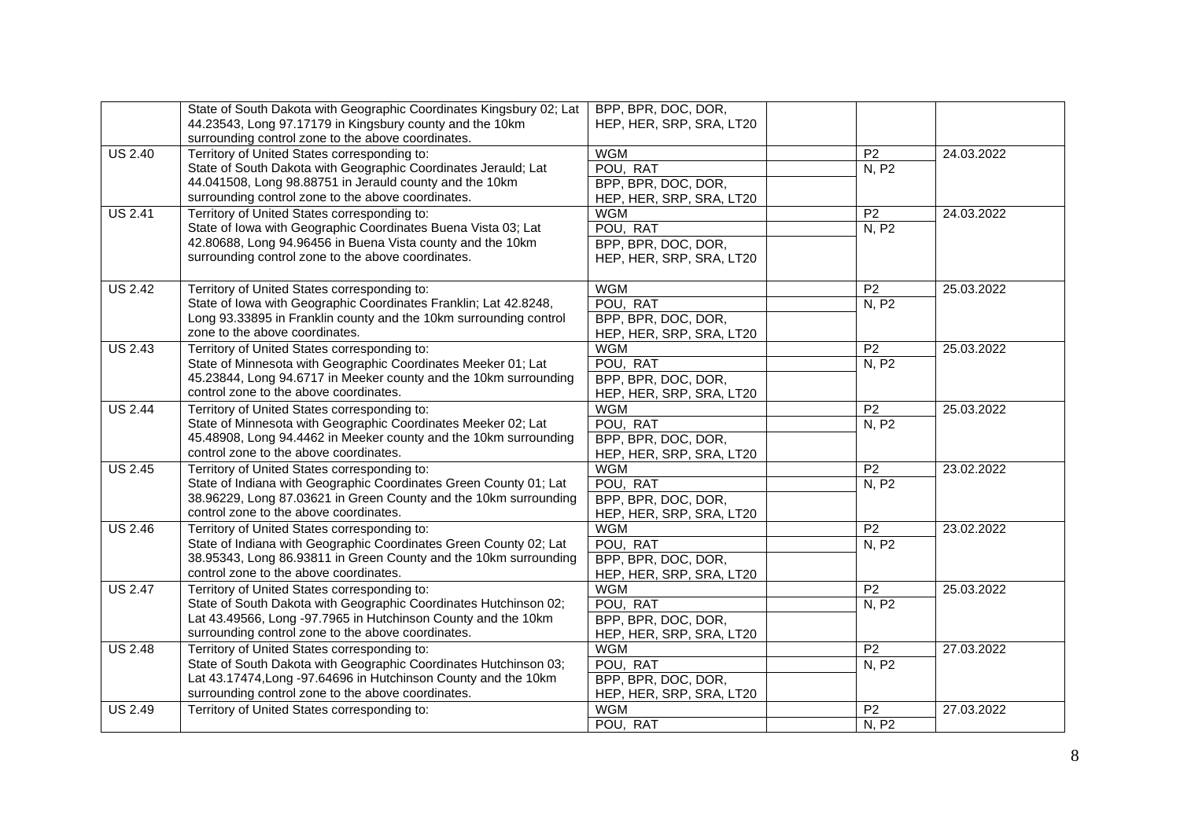| | | | | | |
|---|---|---|---|---|---|
| | State of South Dakota with Geographic Coordinates Kingsbury 02; Lat 44.23543, Long 97.17179 in Kingsbury county and the 10km surrounding control zone to the above coordinates. | BPP, BPR, DOC, DOR, HEP, HER, SRP, SRA, LT20 | | | |
| US 2.40 | Territory of United States corresponding to: State of South Dakota with Geographic Coordinates Jerauld; Lat 44.041508, Long 98.88751 in Jerauld county and the 10km surrounding control zone to the above coordinates. | WGM | | P2 | 24.03.2022 |
| | | POU, RAT | | N, P2 | |
| | | BPP, BPR, DOC, DOR, HEP, HER, SRP, SRA, LT20 | | | |
| US 2.41 | Territory of United States corresponding to: State of Iowa with Geographic Coordinates Buena Vista 03; Lat 42.80688, Long 94.96456 in Buena Vista county and the 10km surrounding control zone to the above coordinates. | WGM | | P2 | 24.03.2022 |
| | | POU, RAT | | N, P2 | |
| | | BPP, BPR, DOC, DOR, HEP, HER, SRP, SRA, LT20 | | | |
| US 2.42 | Territory of United States corresponding to: State of Iowa with Geographic Coordinates Franklin; Lat 42.8248, Long 93.33895 in Franklin county and the 10km surrounding control zone to the above coordinates. | WGM | | P2 | 25.03.2022 |
| | | POU, RAT | | N, P2 | |
| | | BPP, BPR, DOC, DOR, HEP, HER, SRP, SRA, LT20 | | | |
| US 2.43 | Territory of United States corresponding to: State of Minnesota with Geographic Coordinates Meeker 01; Lat 45.23844, Long 94.6717 in Meeker county and the 10km surrounding control zone to the above coordinates. | WGM | | P2 | 25.03.2022 |
| | | POU, RAT | | N, P2 | |
| | | BPP, BPR, DOC, DOR, HEP, HER, SRP, SRA, LT20 | | | |
| US 2.44 | Territory of United States corresponding to: State of Minnesota with Geographic Coordinates Meeker 02; Lat 45.48908, Long 94.4462 in Meeker county and the 10km surrounding control zone to the above coordinates. | WGM | | P2 | 25.03.2022 |
| | | POU, RAT | | N, P2 | |
| | | BPP, BPR, DOC, DOR, HEP, HER, SRP, SRA, LT20 | | | |
| US 2.45 | Territory of United States corresponding to: State of Indiana with Geographic Coordinates Green County 01; Lat 38.96229, Long 87.03621 in Green County and the 10km surrounding control zone to the above coordinates. | WGM | | P2 | 23.02.2022 |
| | | POU, RAT | | N, P2 | |
| | | BPP, BPR, DOC, DOR, HEP, HER, SRP, SRA, LT20 | | | |
| US 2.46 | Territory of United States corresponding to: State of Indiana with Geographic Coordinates Green County 02; Lat 38.95343, Long 86.93811 in Green County and the 10km surrounding control zone to the above coordinates. | WGM | | P2 | 23.02.2022 |
| | | POU, RAT | | N, P2 | |
| | | BPP, BPR, DOC, DOR, HEP, HER, SRP, SRA, LT20 | | | |
| US 2.47 | Territory of United States corresponding to: State of South Dakota with Geographic Coordinates Hutchinson 02; Lat 43.49566, Long -97.7965 in Hutchinson County and the 10km surrounding control zone to the above coordinates. | WGM | | P2 | 25.03.2022 |
| | | POU, RAT | | N, P2 | |
| | | BPP, BPR, DOC, DOR, HEP, HER, SRP, SRA, LT20 | | | |
| US 2.48 | Territory of United States corresponding to: State of South Dakota with Geographic Coordinates Hutchinson 03; Lat 43.17474,Long -97.64696 in Hutchinson County and the 10km surrounding control zone to the above coordinates. | WGM | | P2 | 27.03.2022 |
| | | POU, RAT | | N, P2 | |
| | | BPP, BPR, DOC, DOR, HEP, HER, SRP, SRA, LT20 | | | |
| US 2.49 | Territory of United States corresponding to: | WGM | | P2 | 27.03.2022 |
| | | POU, RAT | | N, P2 | |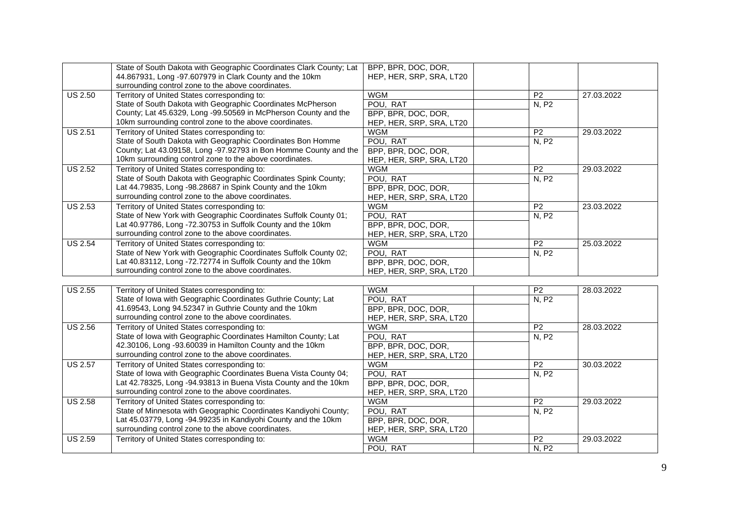| | | | | | |
|---|---|---|---|---|---|
| | State of South Dakota with Geographic Coordinates Clark County; Lat 44.867931, Long -97.607979 in Clark County and the 10km surrounding control zone to the above coordinates. | BPP, BPR, DOC, DOR, HEP, HER, SRP, SRA, LT20 | | | |
| US 2.50 | Territory of United States corresponding to: State of South Dakota with Geographic Coordinates McPherson County; Lat 45.6329, Long -99.50569 in McPherson County and the 10km surrounding control zone to the above coordinates. | WGM | | P2 | 27.03.2022 |
| | | POU, RAT | | N, P2 | |
| | | BPP, BPR, DOC, DOR, HEP, HER, SRP, SRA, LT20 | | | |
| US 2.51 | Territory of United States corresponding to: State of South Dakota with Geographic Coordinates Bon Homme County; Lat 43.09158, Long -97.92793 in Bon Homme County and the 10km surrounding control zone to the above coordinates. | WGM | | P2 | 29.03.2022 |
| | | POU, RAT | | N, P2 | |
| | | BPP, BPR, DOC, DOR, HEP, HER, SRP, SRA, LT20 | | | |
| US 2.52 | Territory of United States corresponding to: State of South Dakota with Geographic Coordinates Spink County; Lat 44.79835, Long -98.28687 in Spink County and the 10km surrounding control zone to the above coordinates. | WGM | | P2 | 29.03.2022 |
| | | POU, RAT | | N, P2 | |
| | | BPP, BPR, DOC, DOR, HEP, HER, SRP, SRA, LT20 | | | |
| US 2.53 | Territory of United States corresponding to: State of New York with Geographic Coordinates Suffolk County 01; Lat 40.97786, Long -72.30753 in Suffolk County and the 10km surrounding control zone to the above coordinates. | WGM | | P2 | 23.03.2022 |
| | | POU, RAT | | N, P2 | |
| | | BPP, BPR, DOC, DOR, HEP, HER, SRP, SRA, LT20 | | | |
| US 2.54 | Territory of United States corresponding to: State of New York with Geographic Coordinates Suffolk County 02; Lat 40.83112, Long -72.72774 in Suffolk County and the 10km surrounding control zone to the above coordinates. | WGM | | P2 | 25.03.2022 |
| | | POU, RAT | | N, P2 | |
| | | BPP, BPR, DOC, DOR, HEP, HER, SRP, SRA, LT20 | | | |
| US 2.55 | Territory of United States corresponding to: State of Iowa with Geographic Coordinates Guthrie County; Lat 41.69543, Long 94.52347 in Guthrie County and the 10km surrounding control zone to the above coordinates. | WGM | | P2 | 28.03.2022 |
| | | POU, RAT | | N, P2 | |
| | | BPP, BPR, DOC, DOR, HEP, HER, SRP, SRA, LT20 | | | |
| US 2.56 | Territory of United States corresponding to: State of Iowa with Geographic Coordinates Hamilton County; Lat 42.30106, Long -93.60039 in Hamilton County and the 10km surrounding control zone to the above coordinates. | WGM | | P2 | 28.03.2022 |
| | | POU, RAT | | N, P2 | |
| | | BPP, BPR, DOC, DOR, HEP, HER, SRP, SRA, LT20 | | | |
| US 2.57 | Territory of United States corresponding to: State of Iowa with Geographic Coordinates Buena Vista County 04; Lat 42.78325, Long -94.93813 in Buena Vista County and the 10km surrounding control zone to the above coordinates. | WGM | | P2 | 30.03.2022 |
| | | POU, RAT | | N, P2 | |
| | | BPP, BPR, DOC, DOR, HEP, HER, SRP, SRA, LT20 | | | |
| US 2.58 | Territory of United States corresponding to: State of Minnesota with Geographic Coordinates Kandiyohi County; Lat 45.03779, Long -94.99235 in Kandiyohi County and the 10km surrounding control zone to the above coordinates. | WGM | | P2 | 29.03.2022 |
| | | POU, RAT | | N, P2 | |
| | | BPP, BPR, DOC, DOR, HEP, HER, SRP, SRA, LT20 | | | |
| US 2.59 | Territory of United States corresponding to: | WGM | | P2 | 29.03.2022 |
| | | POU, RAT | | N, P2 | |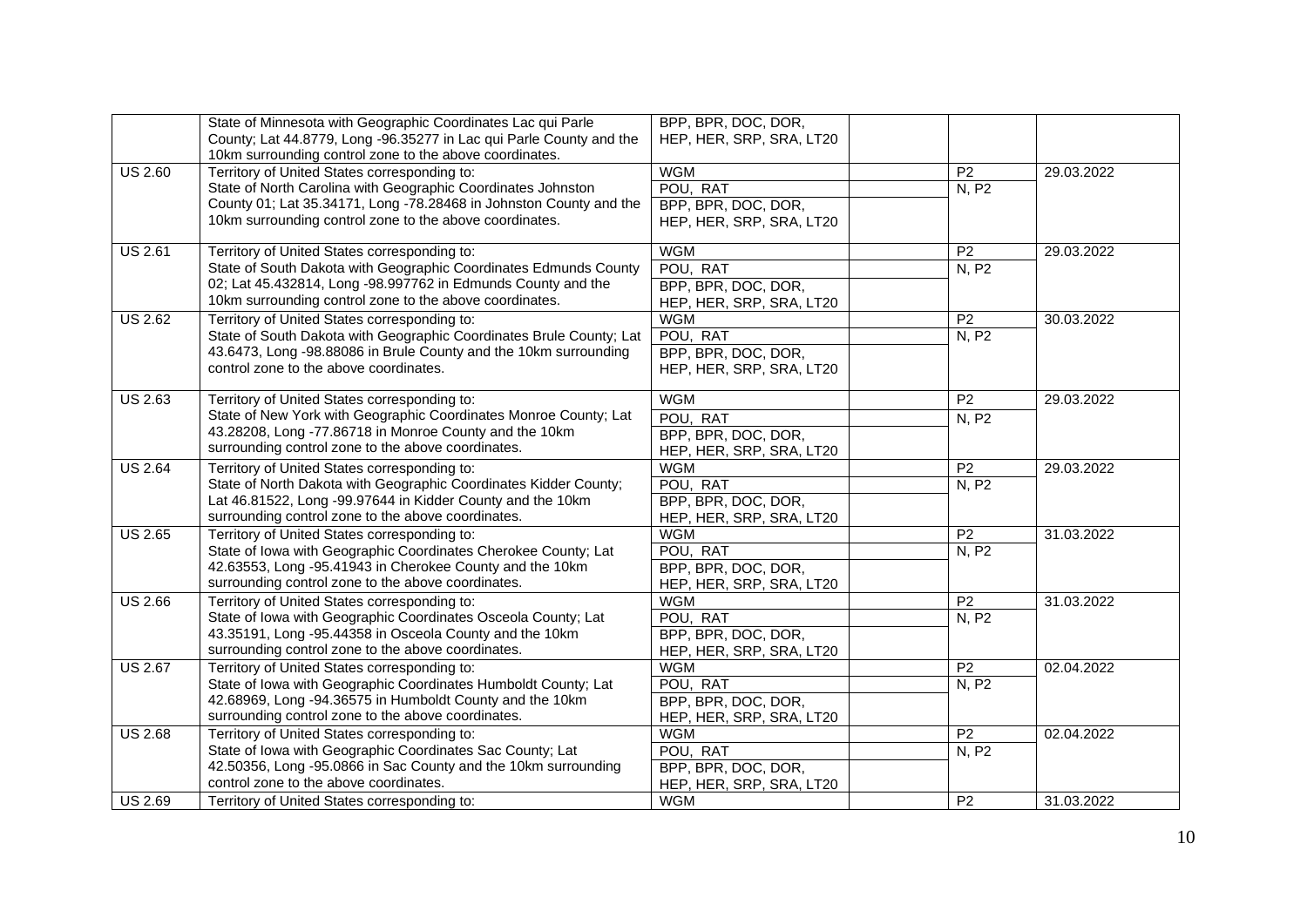| | | | | | |
|---|---|---|---|---|---|
| | State of Minnesota with Geographic Coordinates Lac qui Parle County; Lat 44.8779, Long -96.35277 in Lac qui Parle County and the 10km surrounding control zone to the above coordinates. | BPP, BPR, DOC, DOR, HEP, HER, SRP, SRA, LT20 | | | |
| US 2.60 | Territory of United States corresponding to: | WGM | | P2 | 29.03.2022 |
| | State of North Carolina with Geographic Coordinates Johnston County 01; Lat 35.34171, Long -78.28468 in Johnston County and the 10km surrounding control zone to the above coordinates. | POU, RAT | | N, P2 | |
| | | BPP, BPR, DOC, DOR, HEP, HER, SRP, SRA, LT20 | | | |
| US 2.61 | Territory of United States corresponding to: | WGM | | P2 | 29.03.2022 |
| | State of South Dakota with Geographic Coordinates Edmunds County 02; Lat 45.432814, Long -98.997762 in Edmunds County and the 10km surrounding control zone to the above coordinates. | POU, RAT | | N, P2 | |
| | | BPP, BPR, DOC, DOR, HEP, HER, SRP, SRA, LT20 | | | |
| US 2.62 | Territory of United States corresponding to: | WGM | | P2 | 30.03.2022 |
| | State of South Dakota with Geographic Coordinates Brule County; Lat 43.6473, Long -98.88086 in Brule County and the 10km surrounding control zone to the above coordinates. | POU, RAT | | N, P2 | |
| | | BPP, BPR, DOC, DOR, HEP, HER, SRP, SRA, LT20 | | | |
| US 2.63 | Territory of United States corresponding to: | WGM | | P2 | 29.03.2022 |
| | State of New York with Geographic Coordinates Monroe County; Lat 43.28208, Long -77.86718 in Monroe County and the 10km surrounding control zone to the above coordinates. | POU, RAT | | N, P2 | |
| | | BPP, BPR, DOC, DOR, HEP, HER, SRP, SRA, LT20 | | | |
| US 2.64 | Territory of United States corresponding to: | WGM | | P2 | 29.03.2022 |
| | State of North Dakota with Geographic Coordinates Kidder County; Lat 46.81522, Long -99.97644 in Kidder County and the 10km surrounding control zone to the above coordinates. | POU, RAT | | N, P2 | |
| | | BPP, BPR, DOC, DOR, HEP, HER, SRP, SRA, LT20 | | | |
| US 2.65 | Territory of United States corresponding to: | WGM | | P2 | 31.03.2022 |
| | State of Iowa with Geographic Coordinates Cherokee County; Lat 42.63553, Long -95.41943 in Cherokee County and the 10km surrounding control zone to the above coordinates. | POU, RAT | | N, P2 | |
| | | BPP, BPR, DOC, DOR, HEP, HER, SRP, SRA, LT20 | | | |
| US 2.66 | Territory of United States corresponding to: | WGM | | P2 | 31.03.2022 |
| | State of Iowa with Geographic Coordinates Osceola County; Lat 43.35191, Long -95.44358 in Osceola County and the 10km surrounding control zone to the above coordinates. | POU, RAT | | N, P2 | |
| | | BPP, BPR, DOC, DOR, HEP, HER, SRP, SRA, LT20 | | | |
| US 2.67 | Territory of United States corresponding to: | WGM | | P2 | 02.04.2022 |
| | State of Iowa with Geographic Coordinates Humboldt County; Lat 42.68969, Long -94.36575 in Humboldt County and the 10km surrounding control zone to the above coordinates. | POU, RAT | | N, P2 | |
| | | BPP, BPR, DOC, DOR, HEP, HER, SRP, SRA, LT20 | | | |
| US 2.68 | Territory of United States corresponding to: | WGM | | P2 | 02.04.2022 |
| | State of Iowa with Geographic Coordinates Sac County; Lat 42.50356, Long -95.0866 in Sac County and the 10km surrounding control zone to the above coordinates. | POU, RAT | | N, P2 | |
| | | BPP, BPR, DOC, DOR, HEP, HER, SRP, SRA, LT20 | | | |
| US 2.69 | Territory of United States corresponding to: | WGM | | P2 | 31.03.2022 |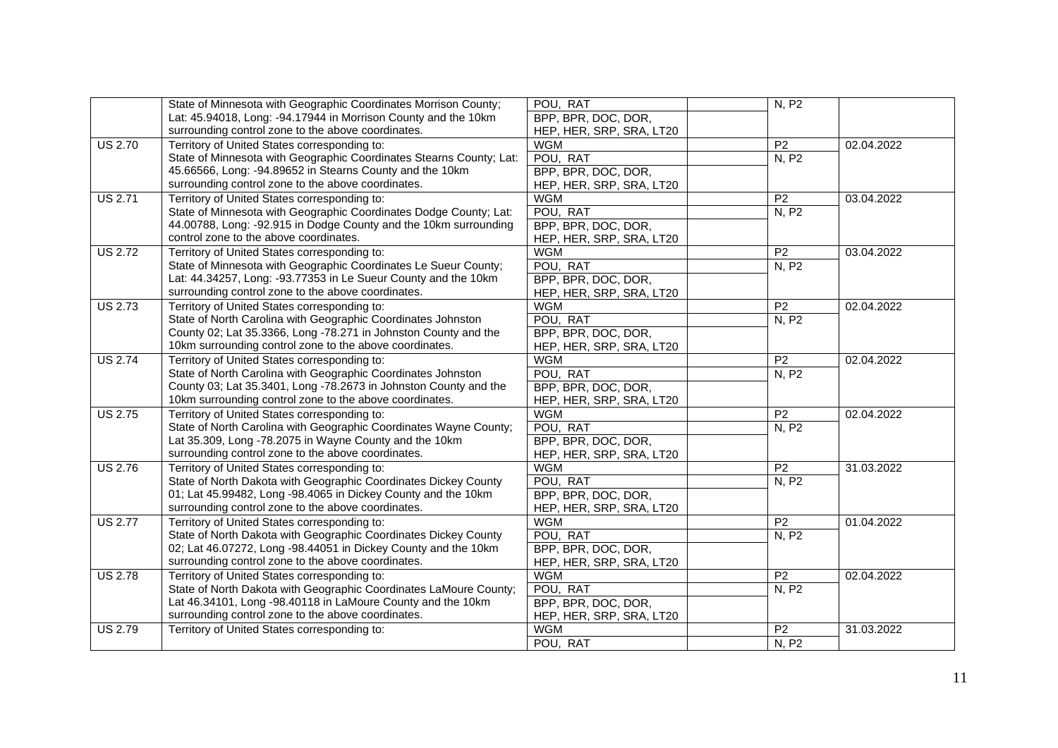| | | | | | |
|---|---|---|---|---|---|
| | State of Minnesota with Geographic Coordinates Morrison County; Lat: 45.94018, Long: -94.17944 in Morrison County and the 10km surrounding control zone to the above coordinates. | POU, RAT | | N, P2 | |
| | | BPP, BPR, DOC, DOR, HEP, HER, SRP, SRA, LT20 | | | |
| US 2.70 | Territory of United States corresponding to: State of Minnesota with Geographic Coordinates Stearns County; Lat: 45.66566, Long: -94.89652 in Stearns County and the 10km surrounding control zone to the above coordinates. | WGM | | P2 | 02.04.2022 |
| | | POU, RAT | | N, P2 | |
| | | BPP, BPR, DOC, DOR, HEP, HER, SRP, SRA, LT20 | | | |
| US 2.71 | Territory of United States corresponding to: State of Minnesota with Geographic Coordinates Dodge County; Lat: 44.00788, Long: -92.915 in Dodge County and the 10km surrounding control zone to the above coordinates. | WGM | | P2 | 03.04.2022 |
| | | POU, RAT | | N, P2 | |
| | | BPP, BPR, DOC, DOR, HEP, HER, SRP, SRA, LT20 | | | |
| US 2.72 | Territory of United States corresponding to: State of Minnesota with Geographic Coordinates Le Sueur County; Lat: 44.34257, Long: -93.77353 in Le Sueur County and the 10km surrounding control zone to the above coordinates. | WGM | | P2 | 03.04.2022 |
| | | POU, RAT | | N, P2 | |
| | | BPP, BPR, DOC, DOR, HEP, HER, SRP, SRA, LT20 | | | |
| US 2.73 | Territory of United States corresponding to: State of North Carolina with Geographic Coordinates Johnston County 02; Lat 35.3366, Long -78.271 in Johnston County and the 10km surrounding control zone to the above coordinates. | WGM | | P2 | 02.04.2022 |
| | | POU, RAT | | N, P2 | |
| | | BPP, BPR, DOC, DOR, HEP, HER, SRP, SRA, LT20 | | | |
| US 2.74 | Territory of United States corresponding to: State of North Carolina with Geographic Coordinates Johnston County 03; Lat 35.3401, Long -78.2673 in Johnston County and the 10km surrounding control zone to the above coordinates. | WGM | | P2 | 02.04.2022 |
| | | POU, RAT | | N, P2 | |
| | | BPP, BPR, DOC, DOR, HEP, HER, SRP, SRA, LT20 | | | |
| US 2.75 | Territory of United States corresponding to: State of North Carolina with Geographic Coordinates Wayne County; Lat 35.309, Long -78.2075 in Wayne County and the 10km surrounding control zone to the above coordinates. | WGM | | P2 | 02.04.2022 |
| | | POU, RAT | | N, P2 | |
| | | BPP, BPR, DOC, DOR, HEP, HER, SRP, SRA, LT20 | | | |
| US 2.76 | Territory of United States corresponding to: State of North Dakota with Geographic Coordinates Dickey County 01; Lat 45.99482, Long -98.4065 in Dickey County and the 10km surrounding control zone to the above coordinates. | WGM | | P2 | 31.03.2022 |
| | | POU, RAT | | N, P2 | |
| | | BPP, BPR, DOC, DOR, HEP, HER, SRP, SRA, LT20 | | | |
| US 2.77 | Territory of United States corresponding to: State of North Dakota with Geographic Coordinates Dickey County 02; Lat 46.07272, Long -98.44051 in Dickey County and the 10km surrounding control zone to the above coordinates. | WGM | | P2 | 01.04.2022 |
| | | POU, RAT | | N, P2 | |
| | | BPP, BPR, DOC, DOR, HEP, HER, SRP, SRA, LT20 | | | |
| US 2.78 | Territory of United States corresponding to: State of North Dakota with Geographic Coordinates LaMoure County; Lat 46.34101, Long -98.40118 in LaMoure County and the 10km surrounding control zone to the above coordinates. | WGM | | P2 | 02.04.2022 |
| | | POU, RAT | | N, P2 | |
| | | BPP, BPR, DOC, DOR, HEP, HER, SRP, SRA, LT20 | | | |
| US 2.79 | Territory of United States corresponding to: | WGM | | P2 | 31.03.2022 |
| | | POU, RAT | | N, P2 | |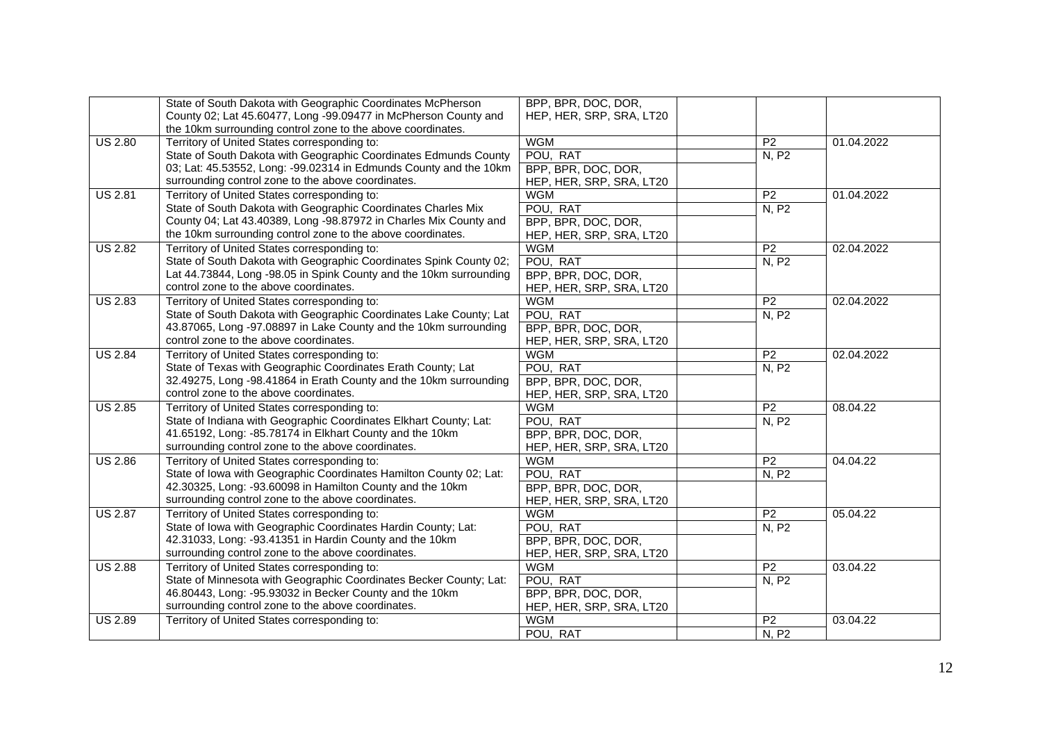| | | | | | |
|---|---|---|---|---|---|
| | State of South Dakota with Geographic Coordinates McPherson County 02; Lat 45.60477, Long -99.09477 in McPherson County and the 10km surrounding control zone to the above coordinates. | BPP, BPR, DOC, DOR, HEP, HER, SRP, SRA, LT20 | | | |
| US 2.80 | Territory of United States corresponding to: | WGM | | P2 | 01.04.2022 |
| | State of South Dakota with Geographic Coordinates Edmunds County 03; Lat: 45.53552, Long: -99.02314 in Edmunds County and the 10km surrounding control zone to the above coordinates. | POU, RAT | | N, P2 | |
| | | BPP, BPR, DOC, DOR, HEP, HER, SRP, SRA, LT20 | | | |
| US 2.81 | Territory of United States corresponding to: | WGM | | P2 | 01.04.2022 |
| | State of South Dakota with Geographic Coordinates Charles Mix County 04; Lat 43.40389, Long -98.87972 in Charles Mix County and the 10km surrounding control zone to the above coordinates. | POU, RAT | | N, P2 | |
| | | BPP, BPR, DOC, DOR, HEP, HER, SRP, SRA, LT20 | | | |
| US 2.82 | Territory of United States corresponding to: | WGM | | P2 | 02.04.2022 |
| | State of South Dakota with Geographic Coordinates Spink County 02; Lat 44.73844, Long -98.05 in Spink County and the 10km surrounding control zone to the above coordinates. | POU, RAT | | N, P2 | |
| | | BPP, BPR, DOC, DOR, HEP, HER, SRP, SRA, LT20 | | | |
| US 2.83 | Territory of United States corresponding to: | WGM | | P2 | 02.04.2022 |
| | State of South Dakota with Geographic Coordinates Lake County; Lat 43.87065, Long -97.08897 in Lake County and the 10km surrounding control zone to the above coordinates. | POU, RAT | | N, P2 | |
| | | BPP, BPR, DOC, DOR, HEP, HER, SRP, SRA, LT20 | | | |
| US 2.84 | Territory of United States corresponding to: | WGM | | P2 | 02.04.2022 |
| | State of Texas with Geographic Coordinates Erath County; Lat 32.49275, Long -98.41864 in Erath County and the 10km surrounding control zone to the above coordinates. | POU, RAT | | N, P2 | |
| | | BPP, BPR, DOC, DOR, HEP, HER, SRP, SRA, LT20 | | | |
| US 2.85 | Territory of United States corresponding to: | WGM | | P2 | 08.04.22 |
| | State of Indiana with Geographic Coordinates Elkhart County; Lat: 41.65192, Long: -85.78174 in Elkhart County and the 10km surrounding control zone to the above coordinates. | POU, RAT | | N, P2 | |
| | | BPP, BPR, DOC, DOR, HEP, HER, SRP, SRA, LT20 | | | |
| US 2.86 | Territory of United States corresponding to: | WGM | | P2 | 04.04.22 |
| | State of Iowa with Geographic Coordinates Hamilton County 02; Lat: 42.30325, Long: -93.60098 in Hamilton County and the 10km surrounding control zone to the above coordinates. | POU, RAT | | N, P2 | |
| | | BPP, BPR, DOC, DOR, HEP, HER, SRP, SRA, LT20 | | | |
| US 2.87 | Territory of United States corresponding to: | WGM | | P2 | 05.04.22 |
| | State of Iowa with Geographic Coordinates Hardin County; Lat: 42.31033, Long: -93.41351 in Hardin County and the 10km surrounding control zone to the above coordinates. | POU, RAT | | N, P2 | |
| | | BPP, BPR, DOC, DOR, HEP, HER, SRP, SRA, LT20 | | | |
| US 2.88 | Territory of United States corresponding to: | WGM | | P2 | 03.04.22 |
| | State of Minnesota with Geographic Coordinates Becker County; Lat: 46.80443, Long: -95.93032 in Becker County and the 10km surrounding control zone to the above coordinates. | POU, RAT | | N, P2 | |
| | | BPP, BPR, DOC, DOR, HEP, HER, SRP, SRA, LT20 | | | |
| US 2.89 | Territory of United States corresponding to: | WGM | | P2 | 03.04.22 |
| | | POU, RAT | | N, P2 | |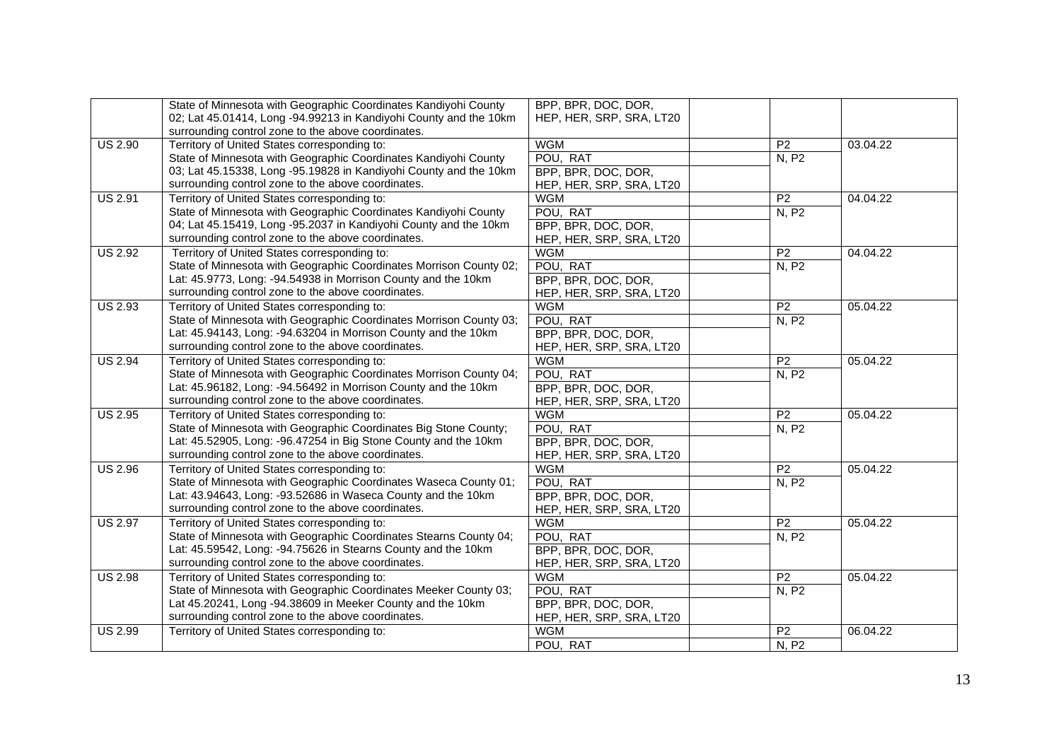| | | | | | |
|---|---|---|---|---|---|
| | State of Minnesota with Geographic Coordinates Kandiyohi County 02; Lat 45.01414, Long -94.99213 in Kandiyohi County and the 10km surrounding control zone to the above coordinates. | BPP, BPR, DOC, DOR, HEP, HER, SRP, SRA, LT20 | | | |
| US 2.90 | Territory of United States corresponding to: | WGM | | P2 | 03.04.22 |
| | State of Minnesota with Geographic Coordinates Kandiyohi County 03; Lat 45.15338, Long -95.19828 in Kandiyohi County and the 10km surrounding control zone to the above coordinates. | POU, RAT | | N, P2 | |
| | | BPP, BPR, DOC, DOR, HEP, HER, SRP, SRA, LT20 | | | |
| US 2.91 | Territory of United States corresponding to: | WGM | | P2 | 04.04.22 |
| | State of Minnesota with Geographic Coordinates Kandiyohi County 04; Lat 45.15419, Long -95.2037 in Kandiyohi County and the 10km surrounding control zone to the above coordinates. | POU, RAT | | N, P2 | |
| | | BPP, BPR, DOC, DOR, HEP, HER, SRP, SRA, LT20 | | | |
| US 2.92 | Territory of United States corresponding to: | WGM | | P2 | 04.04.22 |
| | State of Minnesota with Geographic Coordinates Morrison County 02; Lat: 45.9773, Long: -94.54938 in Morrison County and the 10km surrounding control zone to the above coordinates. | POU, RAT | | N, P2 | |
| | | BPP, BPR, DOC, DOR, HEP, HER, SRP, SRA, LT20 | | | |
| US 2.93 | Territory of United States corresponding to: | WGM | | P2 | 05.04.22 |
| | State of Minnesota with Geographic Coordinates Morrison County 03; Lat: 45.94143, Long: -94.63204 in Morrison County and the 10km surrounding control zone to the above coordinates. | POU, RAT | | N, P2 | |
| | | BPP, BPR, DOC, DOR, HEP, HER, SRP, SRA, LT20 | | | |
| US 2.94 | Territory of United States corresponding to: | WGM | | P2 | 05.04.22 |
| | State of Minnesota with Geographic Coordinates Morrison County 04; Lat: 45.96182, Long: -94.56492 in Morrison County and the 10km surrounding control zone to the above coordinates. | POU, RAT | | N, P2 | |
| | | BPP, BPR, DOC, DOR, HEP, HER, SRP, SRA, LT20 | | | |
| US 2.95 | Territory of United States corresponding to: | WGM | | P2 | 05.04.22 |
| | State of Minnesota with Geographic Coordinates Big Stone County; Lat: 45.52905, Long: -96.47254 in Big Stone County and the 10km surrounding control zone to the above coordinates. | POU, RAT | | N, P2 | |
| | | BPP, BPR, DOC, DOR, HEP, HER, SRP, SRA, LT20 | | | |
| US 2.96 | Territory of United States corresponding to: | WGM | | P2 | 05.04.22 |
| | State of Minnesota with Geographic Coordinates Waseca County 01; Lat: 43.94643, Long: -93.52686 in Waseca County and the 10km surrounding control zone to the above coordinates. | POU, RAT | | N, P2 | |
| | | BPP, BPR, DOC, DOR, HEP, HER, SRP, SRA, LT20 | | | |
| US 2.97 | Territory of United States corresponding to: | WGM | | P2 | 05.04.22 |
| | State of Minnesota with Geographic Coordinates Stearns County 04; Lat: 45.59542, Long: -94.75626 in Stearns County and the 10km surrounding control zone to the above coordinates. | POU, RAT | | N, P2 | |
| | | BPP, BPR, DOC, DOR, HEP, HER, SRP, SRA, LT20 | | | |
| US 2.98 | Territory of United States corresponding to: | WGM | | P2 | 05.04.22 |
| | State of Minnesota with Geographic Coordinates Meeker County 03; Lat 45.20241, Long -94.38609 in Meeker County and the 10km surrounding control zone to the above coordinates. | POU, RAT | | N, P2 | |
| | | BPP, BPR, DOC, DOR, HEP, HER, SRP, SRA, LT20 | | | |
| US 2.99 | Territory of United States corresponding to: | WGM | | P2 | 06.04.22 |
| | | POU, RAT | | N, P2 | |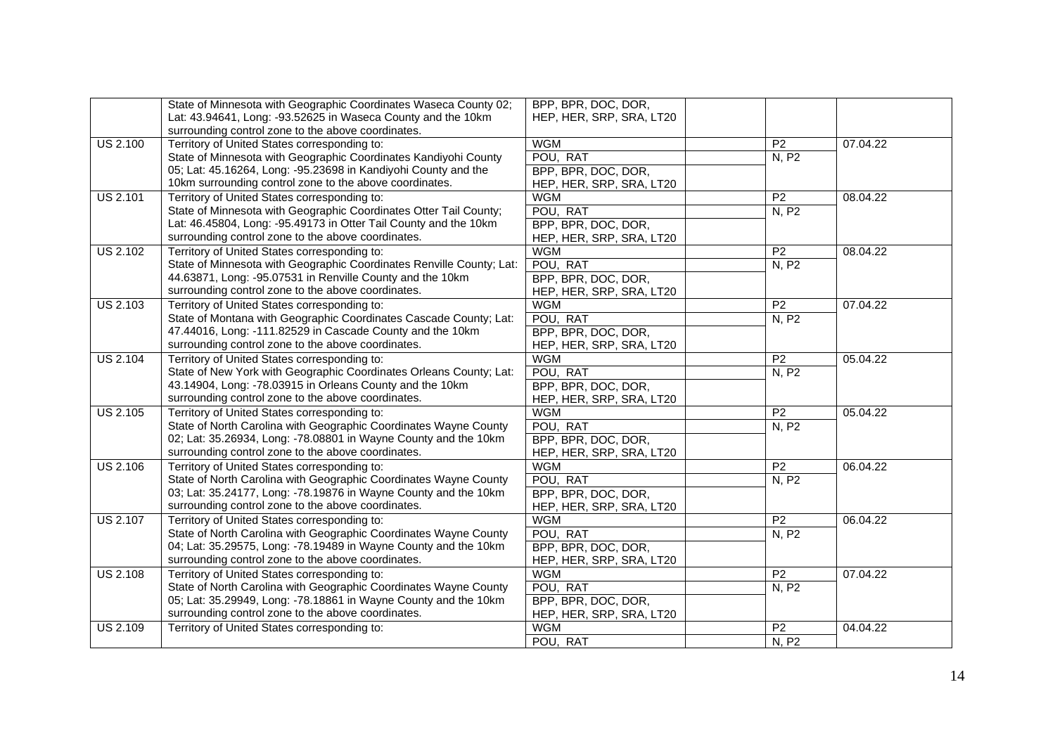| | | | | | |
|---|---|---|---|---|---|
| | State of Minnesota with Geographic Coordinates Waseca County 02; Lat: 43.94641, Long: -93.52625 in Waseca County and the 10km surrounding control zone to the above coordinates. | BPP, BPR, DOC, DOR, HEP, HER, SRP, SRA, LT20 | | | |
| US 2.100 | Territory of United States corresponding to: | WGM | | P2 | 07.04.22 |
| | State of Minnesota with Geographic Coordinates Kandiyohi County 05; Lat: 45.16264, Long: -95.23698 in Kandiyohi County and the 10km surrounding control zone to the above coordinates. | POU, RAT | | N, P2 | |
| | | BPP, BPR, DOC, DOR, HEP, HER, SRP, SRA, LT20 | | | |
| US 2.101 | Territory of United States corresponding to: | WGM | | P2 | 08.04.22 |
| | State of Minnesota with Geographic Coordinates Otter Tail County; Lat: 46.45804, Long: -95.49173 in Otter Tail County and the 10km surrounding control zone to the above coordinates. | POU, RAT | | N, P2 | |
| | | BPP, BPR, DOC, DOR, HEP, HER, SRP, SRA, LT20 | | | |
| US 2.102 | Territory of United States corresponding to: | WGM | | P2 | 08.04.22 |
| | State of Minnesota with Geographic Coordinates Renville County; Lat: 44.63871, Long: -95.07531 in Renville County and the 10km surrounding control zone to the above coordinates. | POU, RAT | | N, P2 | |
| | | BPP, BPR, DOC, DOR, HEP, HER, SRP, SRA, LT20 | | | |
| US 2.103 | Territory of United States corresponding to: | WGM | | P2 | 07.04.22 |
| | State of Montana with Geographic Coordinates Cascade County; Lat: 47.44016, Long: -111.82529 in Cascade County and the 10km surrounding control zone to the above coordinates. | POU, RAT | | N, P2 | |
| | | BPP, BPR, DOC, DOR, HEP, HER, SRP, SRA, LT20 | | | |
| US 2.104 | Territory of United States corresponding to: | WGM | | P2 | 05.04.22 |
| | State of New York with Geographic Coordinates Orleans County; Lat: 43.14904, Long: -78.03915 in Orleans County and the 10km surrounding control zone to the above coordinates. | POU, RAT | | N, P2 | |
| | | BPP, BPR, DOC, DOR, HEP, HER, SRP, SRA, LT20 | | | |
| US 2.105 | Territory of United States corresponding to: | WGM | | P2 | 05.04.22 |
| | State of North Carolina with Geographic Coordinates Wayne County 02; Lat: 35.26934, Long: -78.08801 in Wayne County and the 10km surrounding control zone to the above coordinates. | POU, RAT | | N, P2 | |
| | | BPP, BPR, DOC, DOR, HEP, HER, SRP, SRA, LT20 | | | |
| US 2.106 | Territory of United States corresponding to: | WGM | | P2 | 06.04.22 |
| | State of North Carolina with Geographic Coordinates Wayne County 03; Lat: 35.24177, Long: -78.19876 in Wayne County and the 10km surrounding control zone to the above coordinates. | POU, RAT | | N, P2 | |
| | | BPP, BPR, DOC, DOR, HEP, HER, SRP, SRA, LT20 | | | |
| US 2.107 | Territory of United States corresponding to: | WGM | | P2 | 06.04.22 |
| | State of North Carolina with Geographic Coordinates Wayne County 04; Lat: 35.29575, Long: -78.19489 in Wayne County and the 10km surrounding control zone to the above coordinates. | POU, RAT | | N, P2 | |
| | | BPP, BPR, DOC, DOR, HEP, HER, SRP, SRA, LT20 | | | |
| US 2.108 | Territory of United States corresponding to: | WGM | | P2 | 07.04.22 |
| | State of North Carolina with Geographic Coordinates Wayne County 05; Lat: 35.29949, Long: -78.18861 in Wayne County and the 10km surrounding control zone to the above coordinates. | POU, RAT | | N, P2 | |
| | | BPP, BPR, DOC, DOR, HEP, HER, SRP, SRA, LT20 | | | |
| US 2.109 | Territory of United States corresponding to: | WGM | | P2 | 04.04.22 |
| | | POU, RAT | | N, P2 | |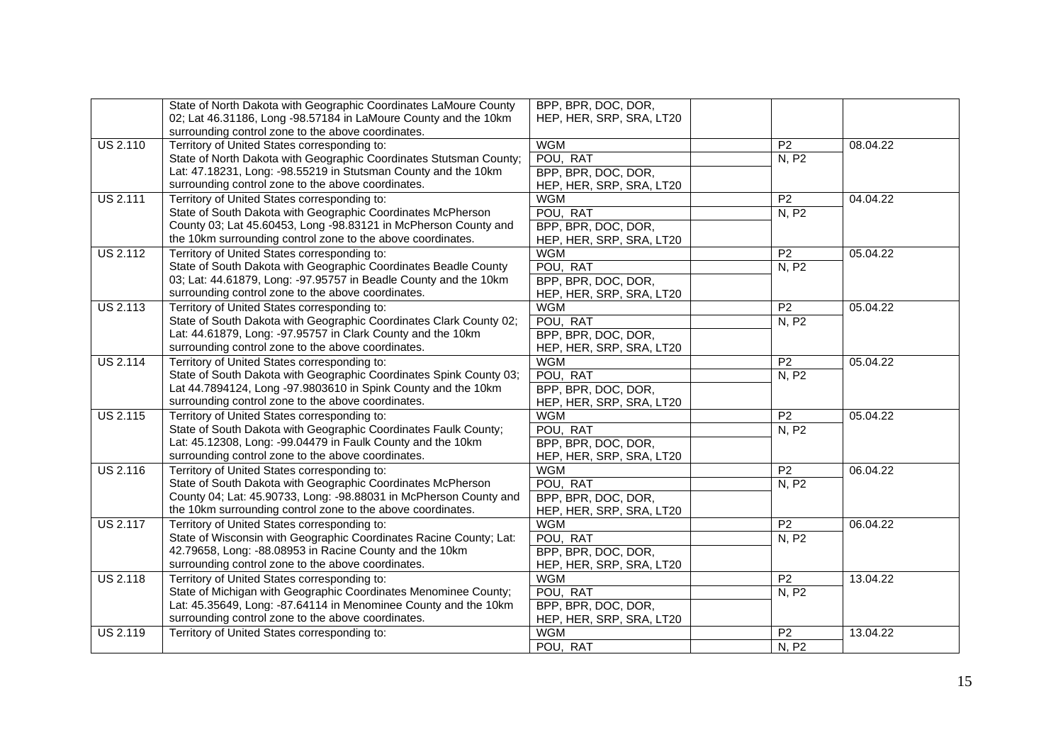| | | | | | |
|---|---|---|---|---|---|
| | State of North Dakota with Geographic Coordinates LaMoure County 02; Lat 46.31186, Long -98.57184 in LaMoure County and the 10km surrounding control zone to the above coordinates. | BPP, BPR, DOC, DOR, HEP, HER, SRP, SRA, LT20 | | | |
| US 2.110 | Territory of United States corresponding to: State of North Dakota with Geographic Coordinates Stutsman County; Lat: 47.18231, Long: -98.55219 in Stutsman County and the 10km surrounding control zone to the above coordinates. | WGM | | P2 | 08.04.22 |
| | | POU, RAT | | N, P2 | |
| | | BPP, BPR, DOC, DOR, HEP, HER, SRP, SRA, LT20 | | | |
| US 2.111 | Territory of United States corresponding to: State of South Dakota with Geographic Coordinates McPherson County 03; Lat 45.60453, Long -98.83121 in McPherson County and the 10km surrounding control zone to the above coordinates. | WGM | | P2 | 04.04.22 |
| | | POU, RAT | | N, P2 | |
| | | BPP, BPR, DOC, DOR, HEP, HER, SRP, SRA, LT20 | | | |
| US 2.112 | Territory of United States corresponding to: State of South Dakota with Geographic Coordinates Beadle County 03; Lat: 44.61879, Long: -97.95757 in Beadle County and the 10km surrounding control zone to the above coordinates. | WGM | | P2 | 05.04.22 |
| | | POU, RAT | | N, P2 | |
| | | BPP, BPR, DOC, DOR, HEP, HER, SRP, SRA, LT20 | | | |
| US 2.113 | Territory of United States corresponding to: State of South Dakota with Geographic Coordinates Clark County 02; Lat: 44.61879, Long: -97.95757 in Clark County and the 10km surrounding control zone to the above coordinates. | WGM | | P2 | 05.04.22 |
| | | POU, RAT | | N, P2 | |
| | | BPP, BPR, DOC, DOR, HEP, HER, SRP, SRA, LT20 | | | |
| US 2.114 | Territory of United States corresponding to: State of South Dakota with Geographic Coordinates Spink County 03; Lat 44.7894124, Long -97.9803610 in Spink County and the 10km surrounding control zone to the above coordinates. | WGM | | P2 | 05.04.22 |
| | | POU, RAT | | N, P2 | |
| | | BPP, BPR, DOC, DOR, HEP, HER, SRP, SRA, LT20 | | | |
| US 2.115 | Territory of United States corresponding to: State of South Dakota with Geographic Coordinates Faulk County; Lat: 45.12308, Long: -99.04479 in Faulk County and the 10km surrounding control zone to the above coordinates. | WGM | | P2 | 05.04.22 |
| | | POU, RAT | | N, P2 | |
| | | BPP, BPR, DOC, DOR, HEP, HER, SRP, SRA, LT20 | | | |
| US 2.116 | Territory of United States corresponding to: State of South Dakota with Geographic Coordinates McPherson County 04; Lat: 45.90733, Long: -98.88031 in McPherson County and the 10km surrounding control zone to the above coordinates. | WGM | | P2 | 06.04.22 |
| | | POU, RAT | | N, P2 | |
| | | BPP, BPR, DOC, DOR, HEP, HER, SRP, SRA, LT20 | | | |
| US 2.117 | Territory of United States corresponding to: State of Wisconsin with Geographic Coordinates Racine County; Lat: 42.79658, Long: -88.08953 in Racine County and the 10km surrounding control zone to the above coordinates. | WGM | | P2 | 06.04.22 |
| | | POU, RAT | | N, P2 | |
| | | BPP, BPR, DOC, DOR, HEP, HER, SRP, SRA, LT20 | | | |
| US 2.118 | Territory of United States corresponding to: State of Michigan with Geographic Coordinates Menominee County; Lat: 45.35649, Long: -87.64114 in Menominee County and the 10km surrounding control zone to the above coordinates. | WGM | | P2 | 13.04.22 |
| | | POU, RAT | | N, P2 | |
| | | BPP, BPR, DOC, DOR, HEP, HER, SRP, SRA, LT20 | | | |
| US 2.119 | Territory of United States corresponding to: | WGM | | P2 | 13.04.22 |
| | | POU, RAT | | N, P2 | |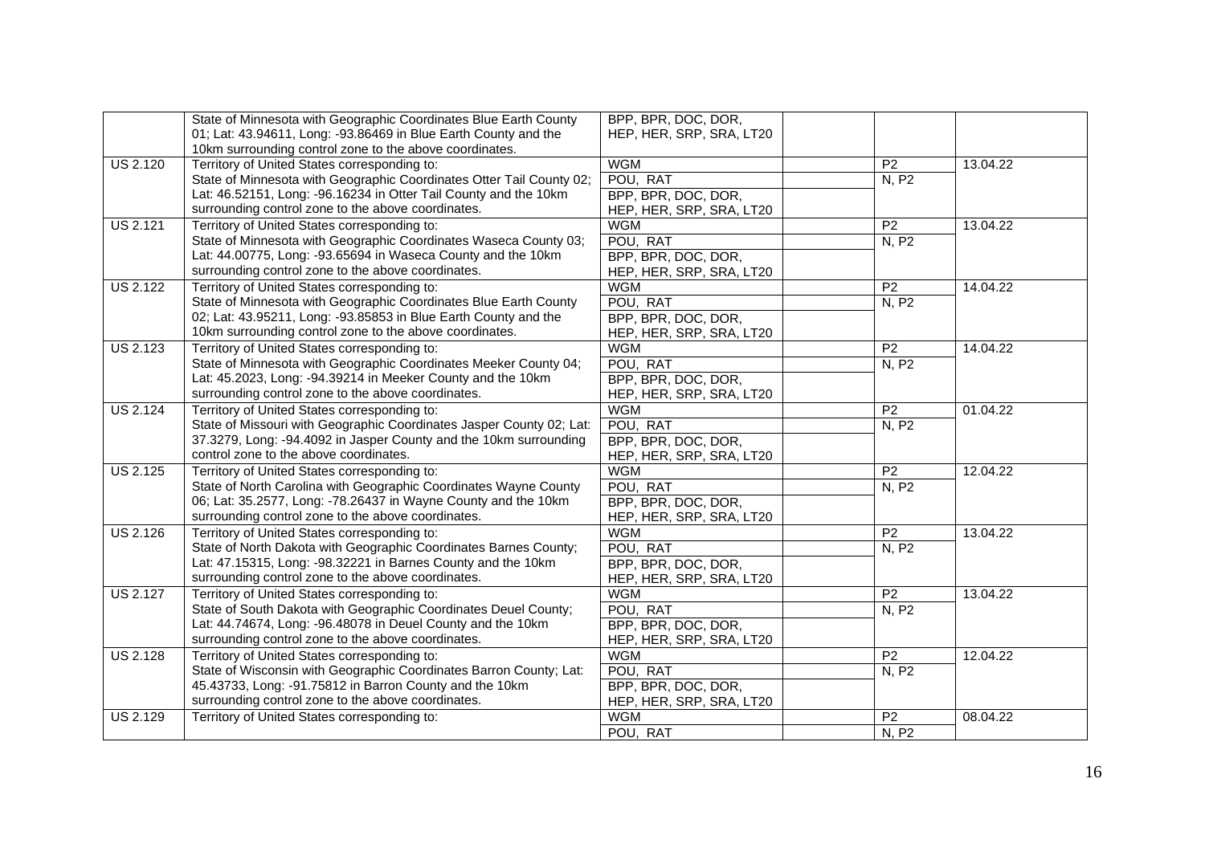| | | | | | |
|---|---|---|---|---|---|
| | State of Minnesota with Geographic Coordinates Blue Earth County 01; Lat: 43.94611, Long: -93.86469 in Blue Earth County and the 10km surrounding control zone to the above coordinates. | BPP, BPR, DOC, DOR, HEP, HER, SRP, SRA, LT20 | | | |
| US 2.120 | Territory of United States corresponding to: | WGM | | P2 | 13.04.22 |
| | State of Minnesota with Geographic Coordinates Otter Tail County 02; | POU, RAT | | N, P2 | |
| | Lat: 46.52151, Long: -96.16234 in Otter Tail County and the 10km surrounding control zone to the above coordinates. | BPP, BPR, DOC, DOR, HEP, HER, SRP, SRA, LT20 | | | |
| US 2.121 | Territory of United States corresponding to: | WGM | | P2 | 13.04.22 |
| | State of Minnesota with Geographic Coordinates Waseca County 03; | POU, RAT | | N, P2 | |
| | Lat: 44.00775, Long: -93.65694 in Waseca County and the 10km surrounding control zone to the above coordinates. | BPP, BPR, DOC, DOR, HEP, HER, SRP, SRA, LT20 | | | |
| US 2.122 | Territory of United States corresponding to: | WGM | | P2 | 14.04.22 |
| | State of Minnesota with Geographic Coordinates Blue Earth County | POU, RAT | | N, P2 | |
| | 02; Lat: 43.95211, Long: -93.85853 in Blue Earth County and the 10km surrounding control zone to the above coordinates. | BPP, BPR, DOC, DOR, HEP, HER, SRP, SRA, LT20 | | | |
| US 2.123 | Territory of United States corresponding to: | WGM | | P2 | 14.04.22 |
| | State of Minnesota with Geographic Coordinates Meeker County 04; | POU, RAT | | N, P2 | |
| | Lat: 45.2023, Long: -94.39214 in Meeker County and the 10km surrounding control zone to the above coordinates. | BPP, BPR, DOC, DOR, HEP, HER, SRP, SRA, LT20 | | | |
| US 2.124 | Territory of United States corresponding to: | WGM | | P2 | 01.04.22 |
| | State of Missouri with Geographic Coordinates Jasper County 02; Lat: | POU, RAT | | N, P2 | |
| | 37.3279, Long: -94.4092 in Jasper County and the 10km surrounding control zone to the above coordinates. | BPP, BPR, DOC, DOR, HEP, HER, SRP, SRA, LT20 | | | |
| US 2.125 | Territory of United States corresponding to: | WGM | | P2 | 12.04.22 |
| | State of North Carolina with Geographic Coordinates Wayne County | POU, RAT | | N, P2 | |
| | 06; Lat: 35.2577, Long: -78.26437 in Wayne County and the 10km surrounding control zone to the above coordinates. | BPP, BPR, DOC, DOR, HEP, HER, SRP, SRA, LT20 | | | |
| US 2.126 | Territory of United States corresponding to: | WGM | | P2 | 13.04.22 |
| | State of North Dakota with Geographic Coordinates Barnes County; | POU, RAT | | N, P2 | |
| | Lat: 47.15315, Long: -98.32221 in Barnes County and the 10km surrounding control zone to the above coordinates. | BPP, BPR, DOC, DOR, HEP, HER, SRP, SRA, LT20 | | | |
| US 2.127 | Territory of United States corresponding to: | WGM | | P2 | 13.04.22 |
| | State of South Dakota with Geographic Coordinates Deuel County; | POU, RAT | | N, P2 | |
| | Lat: 44.74674, Long: -96.48078 in Deuel County and the 10km surrounding control zone to the above coordinates. | BPP, BPR, DOC, DOR, HEP, HER, SRP, SRA, LT20 | | | |
| US 2.128 | Territory of United States corresponding to: | WGM | | P2 | 12.04.22 |
| | State of Wisconsin with Geographic Coordinates Barron County; Lat: | POU, RAT | | N, P2 | |
| | 45.43733, Long: -91.75812 in Barron County and the 10km surrounding control zone to the above coordinates. | BPP, BPR, DOC, DOR, HEP, HER, SRP, SRA, LT20 | | | |
| US 2.129 | Territory of United States corresponding to: | WGM | | P2 | 08.04.22 |
| | | POU, RAT | | N, P2 | |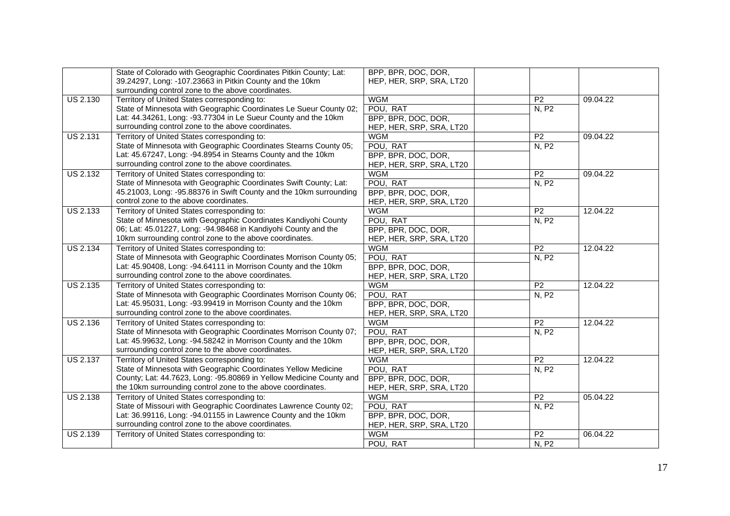| | | | | | |
|---|---|---|---|---|---|
| | State of Colorado with Geographic Coordinates Pitkin County; Lat: 39.24297, Long: -107.23663 in Pitkin County and the 10km surrounding control zone to the above coordinates. | BPP, BPR, DOC, DOR, HEP, HER, SRP, SRA, LT20 | | | |
| US 2.130 | Territory of United States corresponding to: State of Minnesota with Geographic Coordinates Le Sueur County 02; Lat: 44.34261, Long: -93.77304 in Le Sueur County and the 10km surrounding control zone to the above coordinates. | WGM | | P2 | 09.04.22 |
| | | POU, RAT | | N, P2 | |
| | | BPP, BPR, DOC, DOR, HEP, HER, SRP, SRA, LT20 | | | |
| US 2.131 | Territory of United States corresponding to: State of Minnesota with Geographic Coordinates Stearns County 05; Lat: 45.67247, Long: -94.8954 in Stearns County and the 10km surrounding control zone to the above coordinates. | WGM | | P2 | 09.04.22 |
| | | POU, RAT | | N, P2 | |
| | | BPP, BPR, DOC, DOR, HEP, HER, SRP, SRA, LT20 | | | |
| US 2.132 | Territory of United States corresponding to: State of Minnesota with Geographic Coordinates Swift County; Lat: 45.21003, Long: -95.88376 in Swift County and the 10km surrounding control zone to the above coordinates. | WGM | | P2 | 09.04.22 |
| | | POU, RAT | | N, P2 | |
| | | BPP, BPR, DOC, DOR, HEP, HER, SRP, SRA, LT20 | | | |
| US 2.133 | Territory of United States corresponding to: State of Minnesota with Geographic Coordinates Kandiyohi County 06; Lat: 45.01227, Long: -94.98468 in Kandiyohi County and the 10km surrounding control zone to the above coordinates. | WGM | | P2 | 12.04.22 |
| | | POU, RAT | | N, P2 | |
| | | BPP, BPR, DOC, DOR, HEP, HER, SRP, SRA, LT20 | | | |
| US 2.134 | Territory of United States corresponding to: State of Minnesota with Geographic Coordinates Morrison County 05; Lat: 45.90408, Long: -94.64111 in Morrison County and the 10km surrounding control zone to the above coordinates. | WGM | | P2 | 12.04.22 |
| | | POU, RAT | | N, P2 | |
| | | BPP, BPR, DOC, DOR, HEP, HER, SRP, SRA, LT20 | | | |
| US 2.135 | Territory of United States corresponding to: State of Minnesota with Geographic Coordinates Morrison County 06; Lat: 45.95031, Long: -93.99419 in Morrison County and the 10km surrounding control zone to the above coordinates. | WGM | | P2 | 12.04.22 |
| | | POU, RAT | | N, P2 | |
| | | BPP, BPR, DOC, DOR, HEP, HER, SRP, SRA, LT20 | | | |
| US 2.136 | Territory of United States corresponding to: State of Minnesota with Geographic Coordinates Morrison County 07; Lat: 45.99632, Long: -94.58242 in Morrison County and the 10km surrounding control zone to the above coordinates. | WGM | | P2 | 12.04.22 |
| | | POU, RAT | | N, P2 | |
| | | BPP, BPR, DOC, DOR, HEP, HER, SRP, SRA, LT20 | | | |
| US 2.137 | Territory of United States corresponding to: State of Minnesota with Geographic Coordinates Yellow Medicine County; Lat: 44.7623, Long: -95.80869 in Yellow Medicine County and the 10km surrounding control zone to the above coordinates. | WGM | | P2 | 12.04.22 |
| | | POU, RAT | | N, P2 | |
| | | BPP, BPR, DOC, DOR, HEP, HER, SRP, SRA, LT20 | | | |
| US 2.138 | Territory of United States corresponding to: State of Missouri with Geographic Coordinates Lawrence County 02; Lat: 36.99116, Long: -94.01155 in Lawrence County and the 10km surrounding control zone to the above coordinates. | WGM | | P2 | 05.04.22 |
| | | POU, RAT | | N, P2 | |
| | | BPP, BPR, DOC, DOR, HEP, HER, SRP, SRA, LT20 | | | |
| US 2.139 | Territory of United States corresponding to: | WGM | | P2 | 06.04.22 |
| | | POU, RAT | | N, P2 | |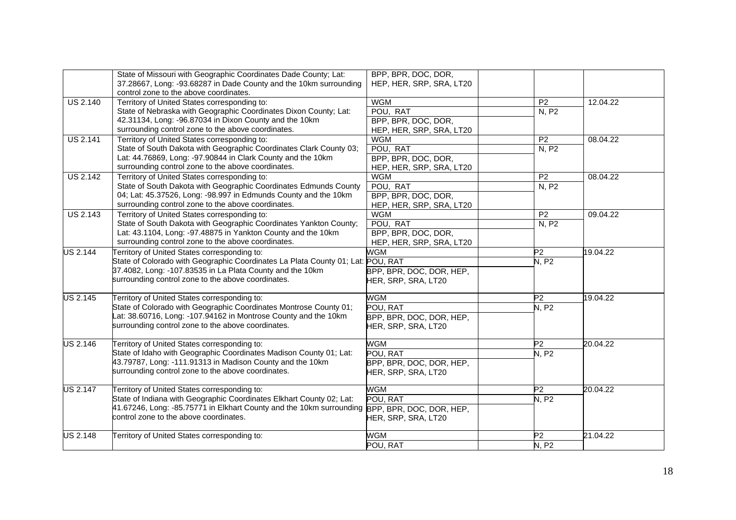| | | | | | |
|---|---|---|---|---|---|
| | State of Missouri with Geographic Coordinates Dade County; Lat: 37.28667, Long: -93.68287 in Dade County and the 10km surrounding control zone to the above coordinates. | BPP, BPR, DOC, DOR, HEP, HER, SRP, SRA, LT20 | | | |
| US 2.140 | Territory of United States corresponding to: State of Nebraska with Geographic Coordinates Dixon County; Lat: 42.31134, Long: -96.87034 in Dixon County and the 10km surrounding control zone to the above coordinates. | WGM | | P2 | 12.04.22 |
| | | POU, RAT | | N, P2 | |
| | | BPP, BPR, DOC, DOR, HEP, HER, SRP, SRA, LT20 | | | |
| US 2.141 | Territory of United States corresponding to: State of South Dakota with Geographic Coordinates Clark County 03; Lat: 44.76869, Long: -97.90844 in Clark County and the 10km surrounding control zone to the above coordinates. | WGM | | P2 | 08.04.22 |
| | | POU, RAT | | N, P2 | |
| | | BPP, BPR, DOC, DOR, HEP, HER, SRP, SRA, LT20 | | | |
| US 2.142 | Territory of United States corresponding to: State of South Dakota with Geographic Coordinates Edmunds County 04; Lat: 45.37526, Long: -98.997 in Edmunds County and the 10km surrounding control zone to the above coordinates. | WGM | | P2 | 08.04.22 |
| | | POU, RAT | | N, P2 | |
| | | BPP, BPR, DOC, DOR, HEP, HER, SRP, SRA, LT20 | | | |
| US 2.143 | Territory of United States corresponding to: State of South Dakota with Geographic Coordinates Yankton County; Lat: 43.1104, Long: -97.48875 in Yankton County and the 10km surrounding control zone to the above coordinates. | WGM | | P2 | 09.04.22 |
| | | POU, RAT | | N, P2 | |
| | | BPP, BPR, DOC, DOR, HEP, HER, SRP, SRA, LT20 | | | |
| US 2.144 | Territory of United States corresponding to: State of Colorado with Geographic Coordinates La Plata County 01; Lat: 37.4082, Long: -107.83535 in La Plata County and the 10km surrounding control zone to the above coordinates. | WGM | | P2 | 19.04.22 |
| | | POU, RAT | | N, P2 | |
| | | BPP, BPR, DOC, DOR, HEP, HER, SRP, SRA, LT20 | | | |
| US 2.145 | Territory of United States corresponding to: State of Colorado with Geographic Coordinates Montrose County 01; Lat: 38.60716, Long: -107.94162 in Montrose County and the 10km surrounding control zone to the above coordinates. | WGM | | P2 | 19.04.22 |
| | | POU, RAT | | N, P2 | |
| | | BPP, BPR, DOC, DOR, HEP, HER, SRP, SRA, LT20 | | | |
| US 2.146 | Territory of United States corresponding to: State of Idaho with Geographic Coordinates Madison County 01; Lat: 43.79787, Long: -111.91313 in Madison County and the 10km surrounding control zone to the above coordinates. | WGM | | P2 | 20.04.22 |
| | | POU, RAT | | N, P2 | |
| | | BPP, BPR, DOC, DOR, HEP, HER, SRP, SRA, LT20 | | | |
| US 2.147 | Territory of United States corresponding to: State of Indiana with Geographic Coordinates Elkhart County 02; Lat: 41.67246, Long: -85.75771 in Elkhart County and the 10km surrounding control zone to the above coordinates. | WGM | | P2 | 20.04.22 |
| | | POU, RAT | | N, P2 | |
| | | BPP, BPR, DOC, DOR, HEP, HER, SRP, SRA, LT20 | | | |
| US 2.148 | Territory of United States corresponding to: | WGM | | P2 | 21.04.22 |
| | | POU, RAT | | N, P2 | |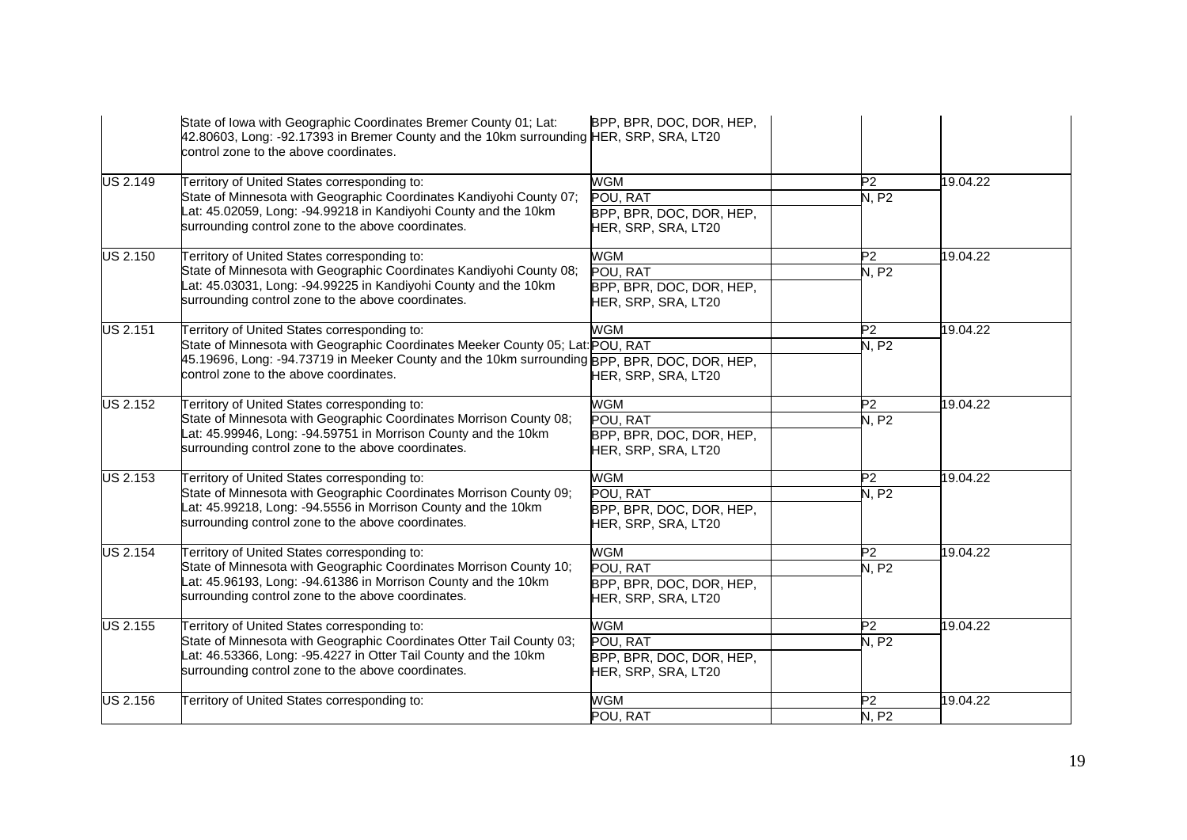| | | | | | |
|---|---|---|---|---|---|
| | State of Iowa with Geographic Coordinates Bremer County 01; Lat: 42.80603, Long: -92.17393 in Bremer County and the 10km surrounding control zone to the above coordinates. | BPP, BPR, DOC, DOR, HEP, HER, SRP, SRA, LT20 | | | |
| US 2.149 | Territory of United States corresponding to:<br>State of Minnesota with Geographic Coordinates Kandiyohi County 07; Lat: 45.02059, Long: -94.99218 in Kandiyohi County and the 10km surrounding control zone to the above coordinates. | WGM | | P2 | 19.04.22 |
| | | POU, RAT | | N, P2 | |
| | | BPP, BPR, DOC, DOR, HEP, HER, SRP, SRA, LT20 | | | |
| US 2.150 | Territory of United States corresponding to:<br>State of Minnesota with Geographic Coordinates Kandiyohi County 08; Lat: 45.03031, Long: -94.99225 in Kandiyohi County and the 10km surrounding control zone to the above coordinates. | WGM | | P2 | 19.04.22 |
| | | POU, RAT | | N, P2 | |
| | | BPP, BPR, DOC, DOR, HEP, HER, SRP, SRA, LT20 | | | |
| US 2.151 | Territory of United States corresponding to:<br>State of Minnesota with Geographic Coordinates Meeker County 05; Lat: 45.19696, Long: -94.73719 in Meeker County and the 10km surrounding control zone to the above coordinates. | WGM | | P2 | 19.04.22 |
| | | POU, RAT | | N, P2 | |
| | | BPP, BPR, DOC, DOR, HEP, HER, SRP, SRA, LT20 | | | |
| US 2.152 | Territory of United States corresponding to:<br>State of Minnesota with Geographic Coordinates Morrison County 08; Lat: 45.99946, Long: -94.59751 in Morrison County and the 10km surrounding control zone to the above coordinates. | WGM | | P2 | 19.04.22 |
| | | POU, RAT | | N, P2 | |
| | | BPP, BPR, DOC, DOR, HEP, HER, SRP, SRA, LT20 | | | |
| US 2.153 | Territory of United States corresponding to:<br>State of Minnesota with Geographic Coordinates Morrison County 09; Lat: 45.99218, Long: -94.5556 in Morrison County and the 10km surrounding control zone to the above coordinates. | WGM | | P2 | 19.04.22 |
| | | POU, RAT | | N, P2 | |
| | | BPP, BPR, DOC, DOR, HEP, HER, SRP, SRA, LT20 | | | |
| US 2.154 | Territory of United States corresponding to:<br>State of Minnesota with Geographic Coordinates Morrison County 10; Lat: 45.96193, Long: -94.61386 in Morrison County and the 10km surrounding control zone to the above coordinates. | WGM | | P2 | 19.04.22 |
| | | POU, RAT | | N, P2 | |
| | | BPP, BPR, DOC, DOR, HEP, HER, SRP, SRA, LT20 | | | |
| US 2.155 | Territory of United States corresponding to:<br>State of Minnesota with Geographic Coordinates Otter Tail County 03; Lat: 46.53366, Long: -95.4227 in Otter Tail County and the 10km surrounding control zone to the above coordinates. | WGM | | P2 | 19.04.22 |
| | | POU, RAT | | N, P2 | |
| | | BPP, BPR, DOC, DOR, HEP, HER, SRP, SRA, LT20 | | | |
| US 2.156 | Territory of United States corresponding to: | WGM | | P2 | 19.04.22 |
| | | POU, RAT | | N, P2 | |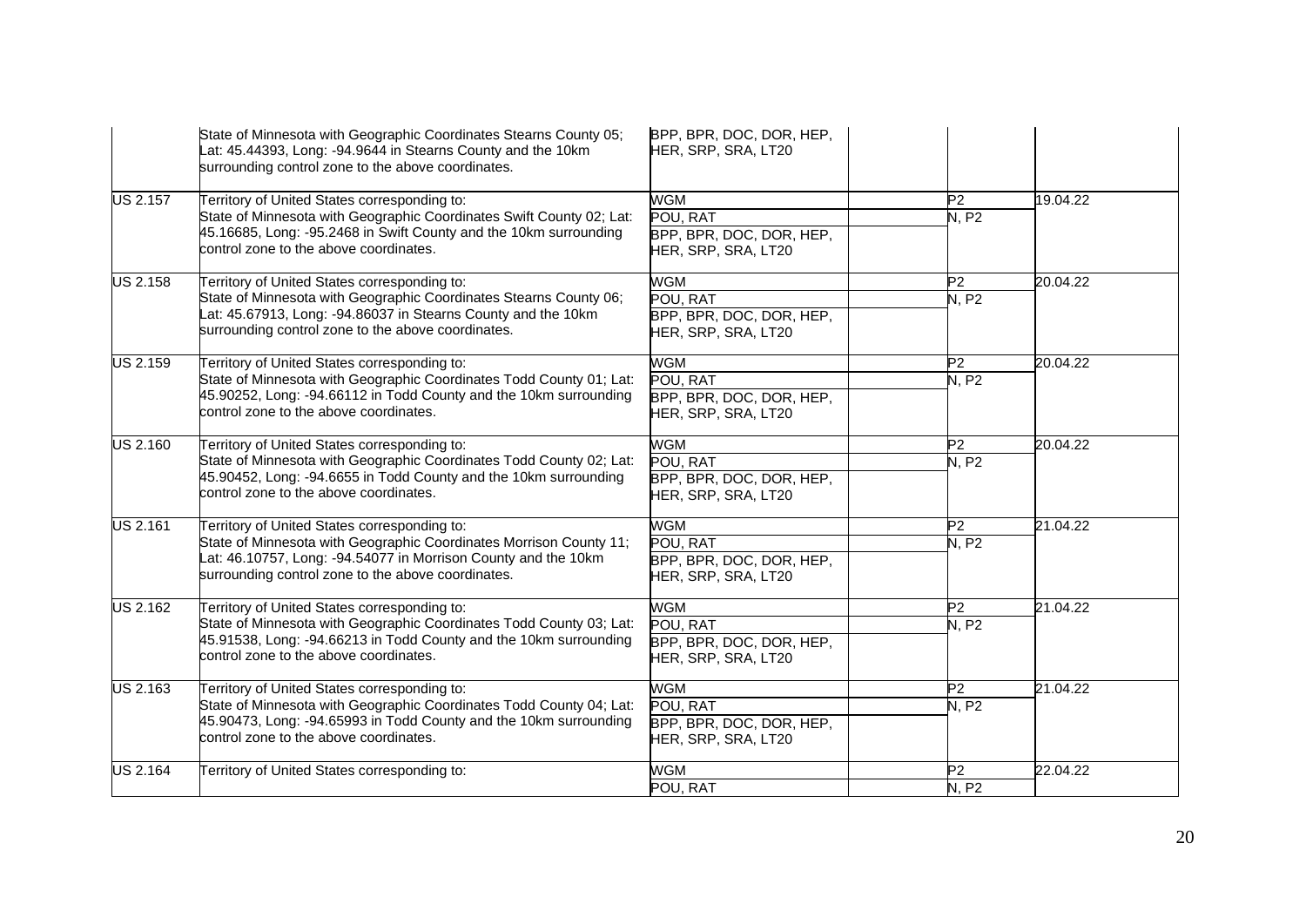| | | | | | |
|---|---|---|---|---|---|
| | State of Minnesota with Geographic Coordinates Stearns County 05; Lat: 45.44393, Long: -94.9644 in Stearns County and the 10km surrounding control zone to the above coordinates. | BPP, BPR, DOC, DOR, HEP, HER, SRP, SRA, LT20 | | | |
| US 2.157 | Territory of United States corresponding to: State of Minnesota with Geographic Coordinates Swift County 02; Lat: 45.16685, Long: -95.2468 in Swift County and the 10km surrounding control zone to the above coordinates. | WGM | | P2 | 19.04.22 |
| | | POU, RAT | | N, P2 | |
| | | BPP, BPR, DOC, DOR, HEP, HER, SRP, SRA, LT20 | | | |
| US 2.158 | Territory of United States corresponding to: State of Minnesota with Geographic Coordinates Stearns County 06; Lat: 45.67913, Long: -94.86037 in Stearns County and the 10km surrounding control zone to the above coordinates. | WGM | | P2 | 20.04.22 |
| | | POU, RAT | | N, P2 | |
| | | BPP, BPR, DOC, DOR, HEP, HER, SRP, SRA, LT20 | | | |
| US 2.159 | Territory of United States corresponding to: State of Minnesota with Geographic Coordinates Todd County 01; Lat: 45.90252, Long: -94.66112 in Todd County and the 10km surrounding control zone to the above coordinates. | WGM | | P2 | 20.04.22 |
| | | POU, RAT | | N, P2 | |
| | | BPP, BPR, DOC, DOR, HEP, HER, SRP, SRA, LT20 | | | |
| US 2.160 | Territory of United States corresponding to: State of Minnesota with Geographic Coordinates Todd County 02; Lat: 45.90452, Long: -94.6655 in Todd County and the 10km surrounding control zone to the above coordinates. | WGM | | P2 | 20.04.22 |
| | | POU, RAT | | N, P2 | |
| | | BPP, BPR, DOC, DOR, HEP, HER, SRP, SRA, LT20 | | | |
| US 2.161 | Territory of United States corresponding to: State of Minnesota with Geographic Coordinates Morrison County 11; Lat: 46.10757, Long: -94.54077 in Morrison County and the 10km surrounding control zone to the above coordinates. | WGM | | P2 | 21.04.22 |
| | | POU, RAT | | N, P2 | |
| | | BPP, BPR, DOC, DOR, HEP, HER, SRP, SRA, LT20 | | | |
| US 2.162 | Territory of United States corresponding to: State of Minnesota with Geographic Coordinates Todd County 03; Lat: 45.91538, Long: -94.66213 in Todd County and the 10km surrounding control zone to the above coordinates. | WGM | | P2 | 21.04.22 |
| | | POU, RAT | | N, P2 | |
| | | BPP, BPR, DOC, DOR, HEP, HER, SRP, SRA, LT20 | | | |
| US 2.163 | Territory of United States corresponding to: State of Minnesota with Geographic Coordinates Todd County 04; Lat: 45.90473, Long: -94.65993 in Todd County and the 10km surrounding control zone to the above coordinates. | WGM | | P2 | 21.04.22 |
| | | POU, RAT | | N, P2 | |
| | | BPP, BPR, DOC, DOR, HEP, HER, SRP, SRA, LT20 | | | |
| US 2.164 | Territory of United States corresponding to: | WGM | | P2 | 22.04.22 |
| | | POU, RAT | | N, P2 | |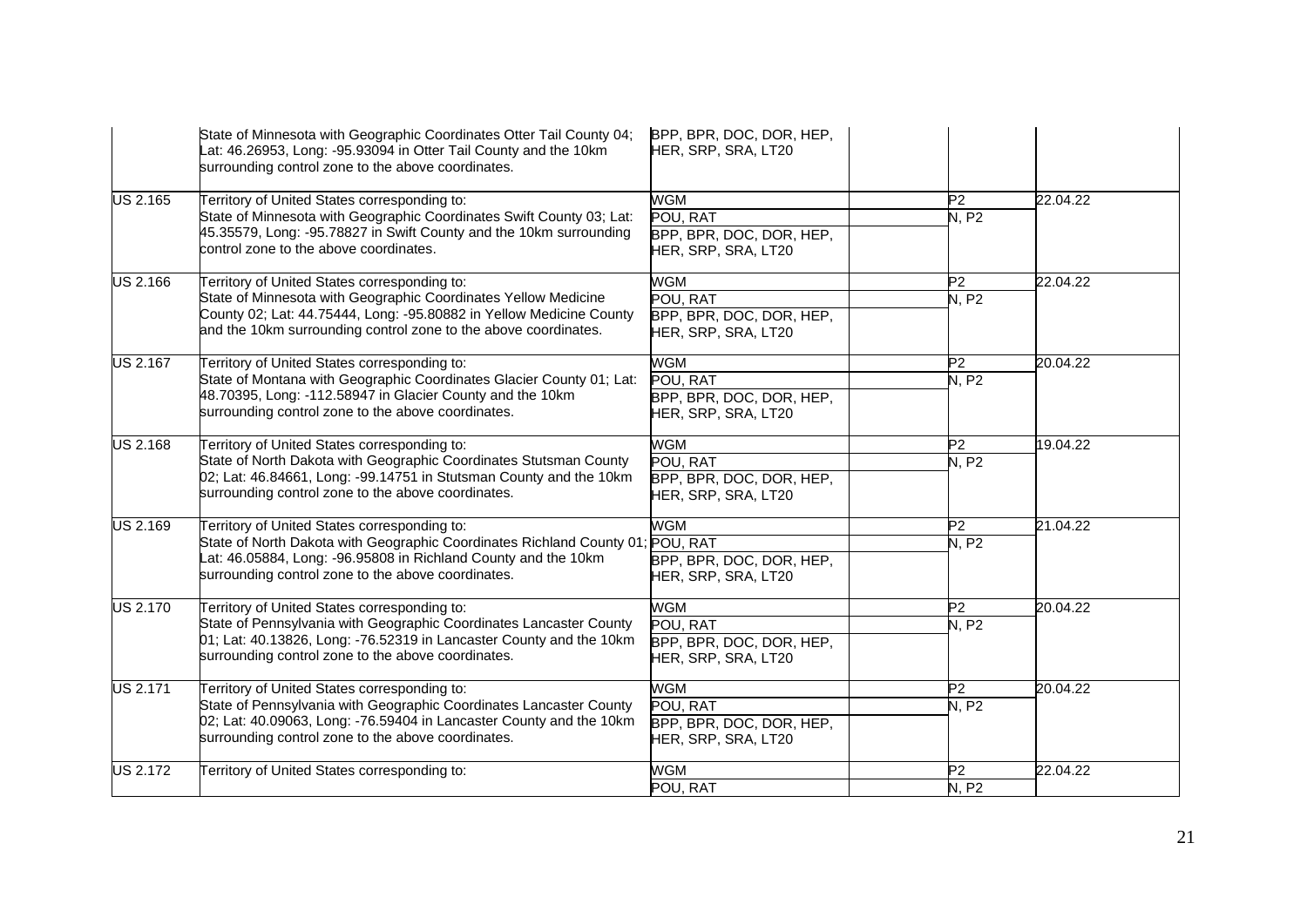| | | | | | |
|---|---|---|---|---|---|
| | State of Minnesota with Geographic Coordinates Otter Tail County 04; Lat: 46.26953, Long: -95.93094 in Otter Tail County and the 10km surrounding control zone to the above coordinates. | BPP, BPR, DOC, DOR, HEP, HER, SRP, SRA, LT20 | | | |
| US 2.165 | Territory of United States corresponding to: State of Minnesota with Geographic Coordinates Swift County 03; Lat: 45.35579, Long: -95.78827 in Swift County and the 10km surrounding control zone to the above coordinates. | WGM | | P2 | 22.04.22 |
| | | POU, RAT | | N, P2 | |
| | | BPP, BPR, DOC, DOR, HEP, HER, SRP, SRA, LT20 | | | |
| US 2.166 | Territory of United States corresponding to: State of Minnesota with Geographic Coordinates Yellow Medicine County 02; Lat: 44.75444, Long: -95.80882 in Yellow Medicine County and the 10km surrounding control zone to the above coordinates. | WGM | | P2 | 22.04.22 |
| | | POU, RAT | | N, P2 | |
| | | BPP, BPR, DOC, DOR, HEP, HER, SRP, SRA, LT20 | | | |
| US 2.167 | Territory of United States corresponding to: State of Montana with Geographic Coordinates Glacier County 01; Lat: 48.70395, Long: -112.58947 in Glacier County and the 10km surrounding control zone to the above coordinates. | WGM | | P2 | 20.04.22 |
| | | POU, RAT | | N, P2 | |
| | | BPP, BPR, DOC, DOR, HEP, HER, SRP, SRA, LT20 | | | |
| US 2.168 | Territory of United States corresponding to: State of North Dakota with Geographic Coordinates Stutsman County 02; Lat: 46.84661, Long: -99.14751 in Stutsman County and the 10km surrounding control zone to the above coordinates. | WGM | | P2 | 19.04.22 |
| | | POU, RAT | | N, P2 | |
| | | BPP, BPR, DOC, DOR, HEP, HER, SRP, SRA, LT20 | | | |
| US 2.169 | Territory of United States corresponding to: State of North Dakota with Geographic Coordinates Richland County 01; Lat: 46.05884, Long: -96.95808 in Richland County and the 10km surrounding control zone to the above coordinates. | WGM | | P2 | 21.04.22 |
| | | POU, RAT | | N, P2 | |
| | | BPP, BPR, DOC, DOR, HEP, HER, SRP, SRA, LT20 | | | |
| US 2.170 | Territory of United States corresponding to: State of Pennsylvania with Geographic Coordinates Lancaster County 01; Lat: 40.13826, Long: -76.52319 in Lancaster County and the 10km surrounding control zone to the above coordinates. | WGM | | P2 | 20.04.22 |
| | | POU, RAT | | N, P2 | |
| | | BPP, BPR, DOC, DOR, HEP, HER, SRP, SRA, LT20 | | | |
| US 2.171 | Territory of United States corresponding to: State of Pennsylvania with Geographic Coordinates Lancaster County 02; Lat: 40.09063, Long: -76.59404 in Lancaster County and the 10km surrounding control zone to the above coordinates. | WGM | | P2 | 20.04.22 |
| | | POU, RAT | | N, P2 | |
| | | BPP, BPR, DOC, DOR, HEP, HER, SRP, SRA, LT20 | | | |
| US 2.172 | Territory of United States corresponding to: | WGM | | P2 | 22.04.22 |
| | | POU, RAT | | N, P2 | |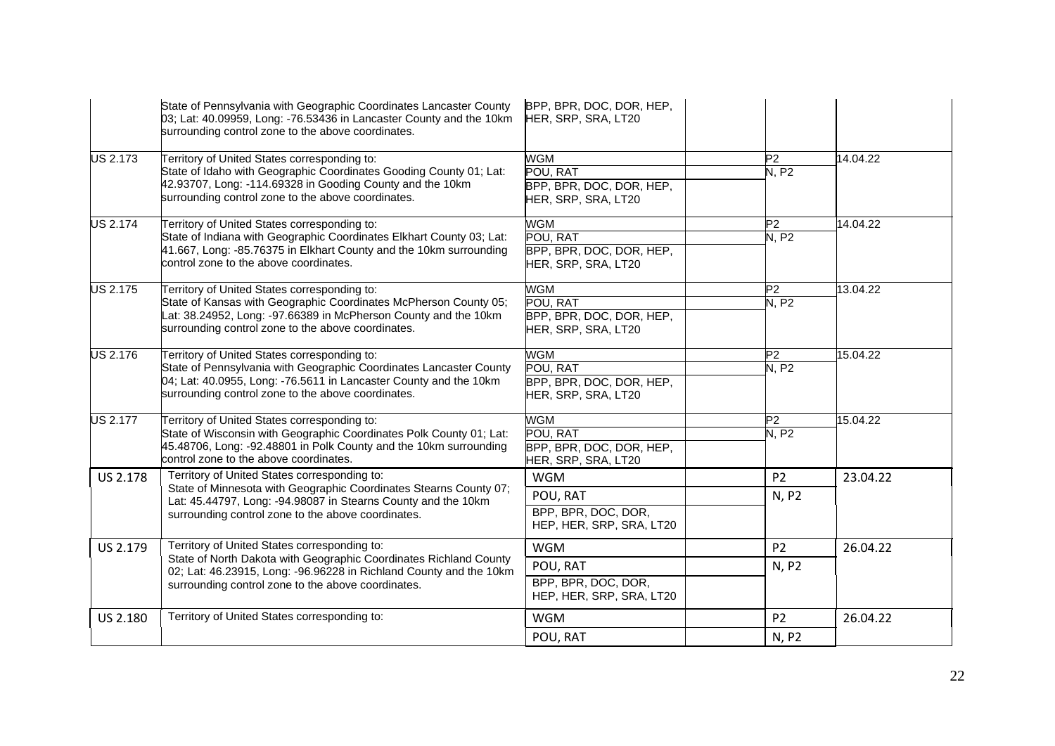| | | | | | |
|---|---|---|---|---|---|
| | State of Pennsylvania with Geographic Coordinates Lancaster County 03; Lat: 40.09959, Long: -76.53436 in Lancaster County and the 10km surrounding control zone to the above coordinates. | BPP, BPR, DOC, DOR, HEP, HER, SRP, SRA, LT20 | | | |
| US 2.173 | Territory of United States corresponding to: State of Idaho with Geographic Coordinates Gooding County 01; Lat: 42.93707, Long: -114.69328 in Gooding County and the 10km surrounding control zone to the above coordinates. | WGM | | P2 | 14.04.22 |
| | | POU, RAT | | N, P2 | |
| | | BPP, BPR, DOC, DOR, HEP, HER, SRP, SRA, LT20 | | | |
| US 2.174 | Territory of United States corresponding to: State of Indiana with Geographic Coordinates Elkhart County 03; Lat: 41.667, Long: -85.76375 in Elkhart County and the 10km surrounding control zone to the above coordinates. | WGM | | P2 | 14.04.22 |
| | | POU, RAT | | N, P2 | |
| | | BPP, BPR, DOC, DOR, HEP, HER, SRP, SRA, LT20 | | | |
| US 2.175 | Territory of United States corresponding to: State of Kansas with Geographic Coordinates McPherson County 05; Lat: 38.24952, Long: -97.66389 in McPherson County and the 10km surrounding control zone to the above coordinates. | WGM | | P2 | 13.04.22 |
| | | POU, RAT | | N, P2 | |
| | | BPP, BPR, DOC, DOR, HEP, HER, SRP, SRA, LT20 | | | |
| US 2.176 | Territory of United States corresponding to: State of Pennsylvania with Geographic Coordinates Lancaster County 04; Lat: 40.0955, Long: -76.5611 in Lancaster County and the 10km surrounding control zone to the above coordinates. | WGM | | P2 | 15.04.22 |
| | | POU, RAT | | N, P2 | |
| | | BPP, BPR, DOC, DOR, HEP, HER, SRP, SRA, LT20 | | | |
| US 2.177 | Territory of United States corresponding to: State of Wisconsin with Geographic Coordinates Polk County 01; Lat: 45.48706, Long: -92.48801 in Polk County and the 10km surrounding control zone to the above coordinates. | WGM | | P2 | 15.04.22 |
| | | POU, RAT | | N, P2 | |
| | | BPP, BPR, DOC, DOR, HEP, HER, SRP, SRA, LT20 | | | |
| US 2.178 | Territory of United States corresponding to: State of Minnesota with Geographic Coordinates Stearns County 07; Lat: 45.44797, Long: -94.98087 in Stearns County and the 10km surrounding control zone to the above coordinates. | WGM | | P2 | 23.04.22 |
| | | POU, RAT | | N, P2 | |
| | | BPP, BPR, DOC, DOR, HEP, HER, SRP, SRA, LT20 | | | |
| US 2.179 | Territory of United States corresponding to: State of North Dakota with Geographic Coordinates Richland County 02; Lat: 46.23915, Long: -96.96228 in Richland County and the 10km surrounding control zone to the above coordinates. | WGM | | P2 | 26.04.22 |
| | | POU, RAT | | N, P2 | |
| | | BPP, BPR, DOC, DOR, HEP, HER, SRP, SRA, LT20 | | | |
| US 2.180 | Territory of United States corresponding to: | WGM | | P2 | 26.04.22 |
| | | POU, RAT | | N, P2 | |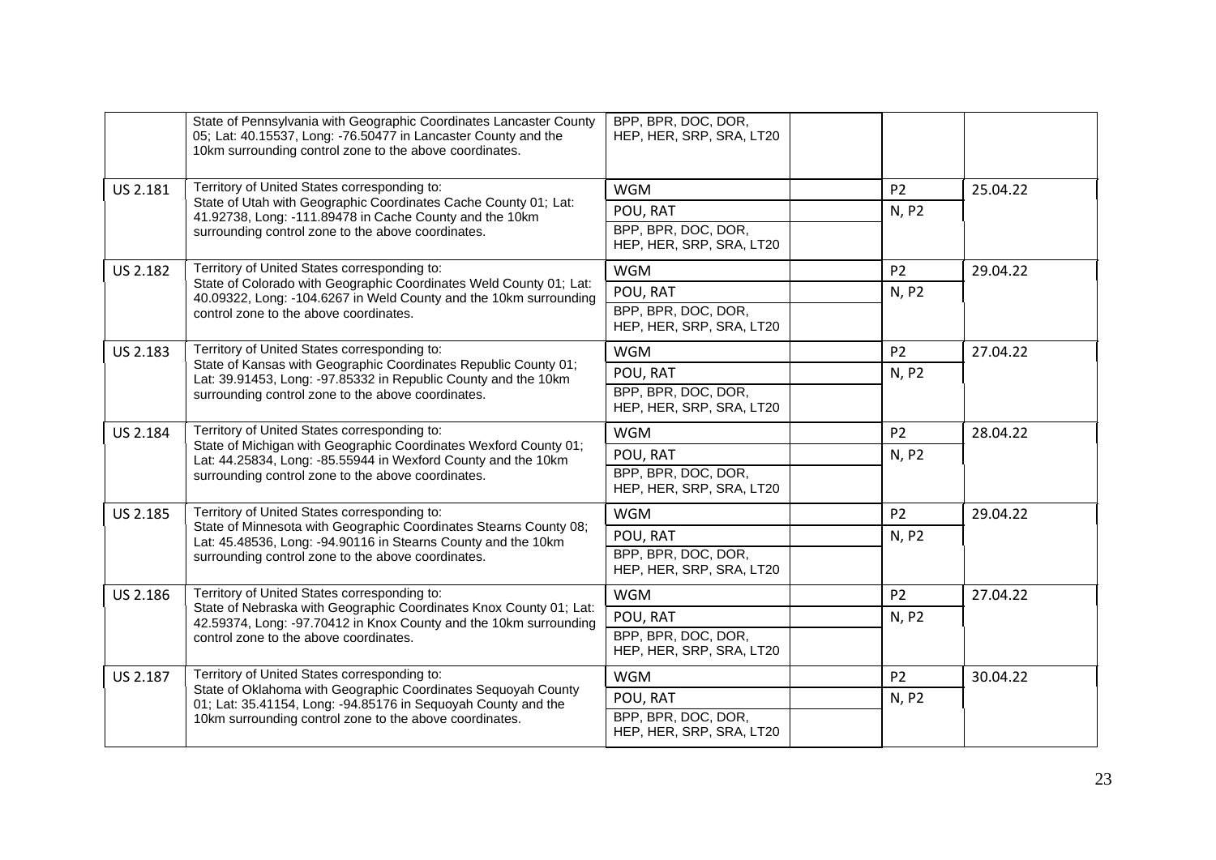| | | | | | |
|---|---|---|---|---|---|
| | State of Pennsylvania with Geographic Coordinates Lancaster County 05; Lat: 40.15537, Long: -76.50477 in Lancaster County and the 10km surrounding control zone to the above coordinates. | BPP, BPR, DOC, DOR, HEP, HER, SRP, SRA, LT20 | | | |
| US 2.181 | Territory of United States corresponding to: State of Utah with Geographic Coordinates Cache County 01; Lat: 41.92738, Long: -111.89478 in Cache County and the 10km surrounding control zone to the above coordinates. | WGM | | P2 | 25.04.22 |
| | | POU, RAT | | N, P2 | |
| | | BPP, BPR, DOC, DOR, HEP, HER, SRP, SRA, LT20 | | | |
| US 2.182 | Territory of United States corresponding to: State of Colorado with Geographic Coordinates Weld County 01; Lat: 40.09322, Long: -104.6267 in Weld County and the 10km surrounding control zone to the above coordinates. | WGM | | P2 | 29.04.22 |
| | | POU, RAT | | N, P2 | |
| | | BPP, BPR, DOC, DOR, HEP, HER, SRP, SRA, LT20 | | | |
| US 2.183 | Territory of United States corresponding to: State of Kansas with Geographic Coordinates Republic County 01; Lat: 39.91453, Long: -97.85332 in Republic County and the 10km surrounding control zone to the above coordinates. | WGM | | P2 | 27.04.22 |
| | | POU, RAT | | N, P2 | |
| | | BPP, BPR, DOC, DOR, HEP, HER, SRP, SRA, LT20 | | | |
| US 2.184 | Territory of United States corresponding to: State of Michigan with Geographic Coordinates Wexford County 01; Lat: 44.25834, Long: -85.55944 in Wexford County and the 10km surrounding control zone to the above coordinates. | WGM | | P2 | 28.04.22 |
| | | POU, RAT | | N, P2 | |
| | | BPP, BPR, DOC, DOR, HEP, HER, SRP, SRA, LT20 | | | |
| US 2.185 | Territory of United States corresponding to: State of Minnesota with Geographic Coordinates Stearns County 08; Lat: 45.48536, Long: -94.90116 in Stearns County and the 10km surrounding control zone to the above coordinates. | WGM | | P2 | 29.04.22 |
| | | POU, RAT | | N, P2 | |
| | | BPP, BPR, DOC, DOR, HEP, HER, SRP, SRA, LT20 | | | |
| US 2.186 | Territory of United States corresponding to: State of Nebraska with Geographic Coordinates Knox County 01; Lat: 42.59374, Long: -97.70412 in Knox County and the 10km surrounding control zone to the above coordinates. | WGM | | P2 | 27.04.22 |
| | | POU, RAT | | N, P2 | |
| | | BPP, BPR, DOC, DOR, HEP, HER, SRP, SRA, LT20 | | | |
| US 2.187 | Territory of United States corresponding to: State of Oklahoma with Geographic Coordinates Sequoyah County 01; Lat: 35.41154, Long: -94.85176 in Sequoyah County and the 10km surrounding control zone to the above coordinates. | WGM | | P2 | 30.04.22 |
| | | POU, RAT | | N, P2 | |
| | | BPP, BPR, DOC, DOR, HEP, HER, SRP, SRA, LT20 | | | |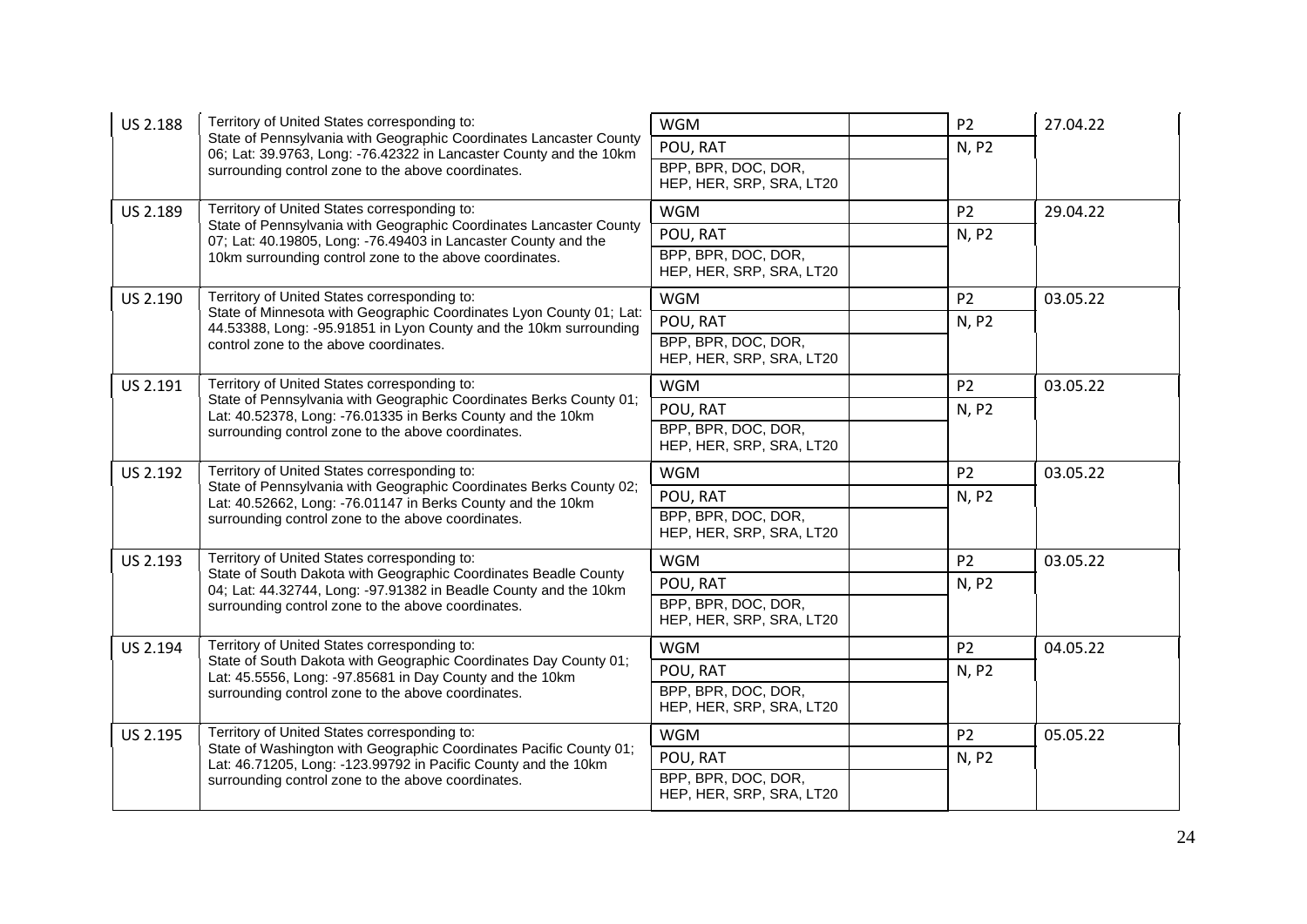| | | | | | |
|---|---|---|---|---|---|
| US 2.188 | Territory of United States corresponding to: State of Pennsylvania with Geographic Coordinates Lancaster County 06; Lat: 39.9763, Long: -76.42322 in Lancaster County and the 10km surrounding control zone to the above coordinates. | WGM | | P2 | 27.04.22 |
| | | POU, RAT | | N, P2 | |
| | | BPP, BPR, DOC, DOR, HEP, HER, SRP, SRA, LT20 | | | |
| US 2.189 | Territory of United States corresponding to: State of Pennsylvania with Geographic Coordinates Lancaster County 07; Lat: 40.19805, Long: -76.49403 in Lancaster County and the 10km surrounding control zone to the above coordinates. | WGM | | P2 | 29.04.22 |
| | | POU, RAT | | N, P2 | |
| | | BPP, BPR, DOC, DOR, HEP, HER, SRP, SRA, LT20 | | | |
| US 2.190 | Territory of United States corresponding to: State of Minnesota with Geographic Coordinates Lyon County 01; Lat: 44.53388, Long: -95.91851 in Lyon County and the 10km surrounding control zone to the above coordinates. | WGM | | P2 | 03.05.22 |
| | | POU, RAT | | N, P2 | |
| | | BPP, BPR, DOC, DOR, HEP, HER, SRP, SRA, LT20 | | | |
| US 2.191 | Territory of United States corresponding to: State of Pennsylvania with Geographic Coordinates Berks County 01; Lat: 40.52378, Long: -76.01335 in Berks County and the 10km surrounding control zone to the above coordinates. | WGM | | P2 | 03.05.22 |
| | | POU, RAT | | N, P2 | |
| | | BPP, BPR, DOC, DOR, HEP, HER, SRP, SRA, LT20 | | | |
| US 2.192 | Territory of United States corresponding to: State of Pennsylvania with Geographic Coordinates Berks County 02; Lat: 40.52662, Long: -76.01147 in Berks County and the 10km surrounding control zone to the above coordinates. | WGM | | P2 | 03.05.22 |
| | | POU, RAT | | N, P2 | |
| | | BPP, BPR, DOC, DOR, HEP, HER, SRP, SRA, LT20 | | | |
| US 2.193 | Territory of United States corresponding to: State of South Dakota with Geographic Coordinates Beadle County 04; Lat: 44.32744, Long: -97.91382 in Beadle County and the 10km surrounding control zone to the above coordinates. | WGM | | P2 | 03.05.22 |
| | | POU, RAT | | N, P2 | |
| | | BPP, BPR, DOC, DOR, HEP, HER, SRP, SRA, LT20 | | | |
| US 2.194 | Territory of United States corresponding to: State of South Dakota with Geographic Coordinates Day County 01; Lat: 45.5556, Long: -97.85681 in Day County and the 10km surrounding control zone to the above coordinates. | WGM | | P2 | 04.05.22 |
| | | POU, RAT | | N, P2 | |
| | | BPP, BPR, DOC, DOR, HEP, HER, SRP, SRA, LT20 | | | |
| US 2.195 | Territory of United States corresponding to: State of Washington with Geographic Coordinates Pacific County 01; Lat: 46.71205, Long: -123.99792 in Pacific County and the 10km surrounding control zone to the above coordinates. | WGM | | P2 | 05.05.22 |
| | | POU, RAT | | N, P2 | |
| | | BPP, BPR, DOC, DOR, HEP, HER, SRP, SRA, LT20 | | | |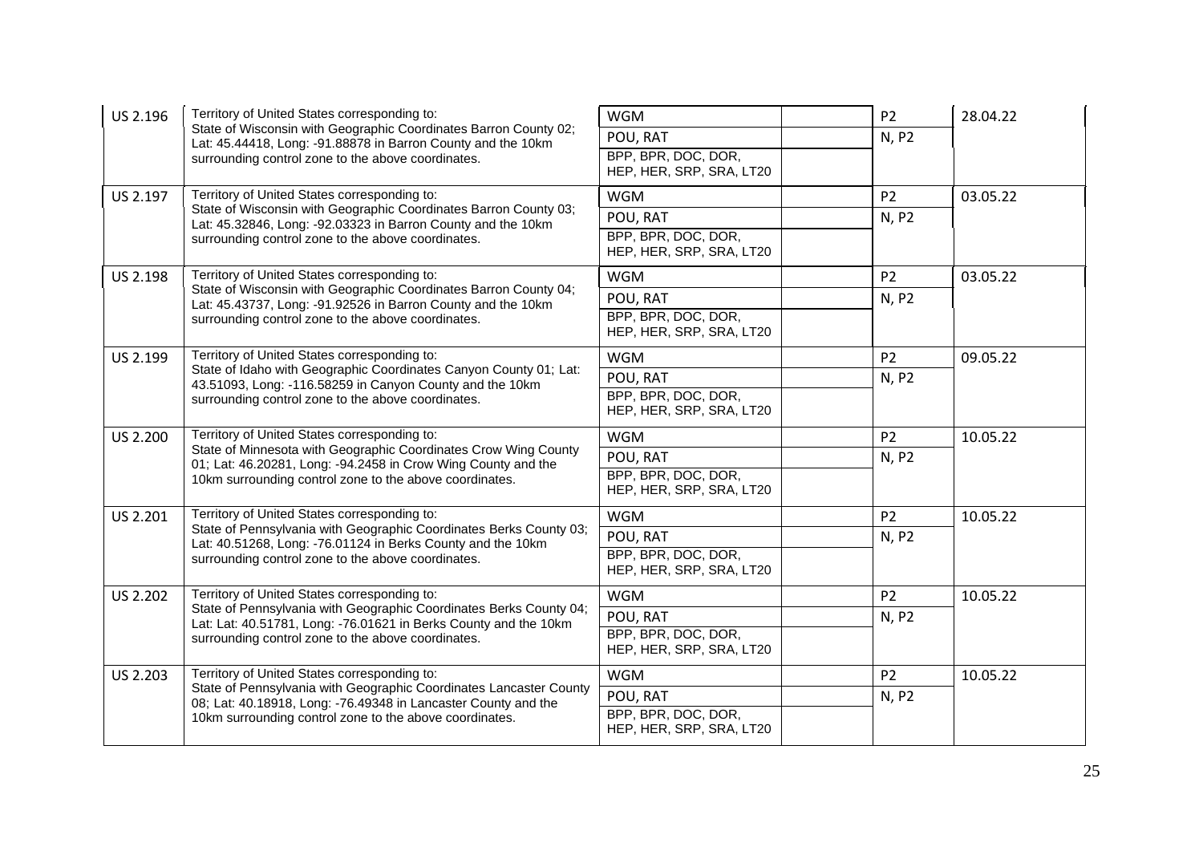| | | | | | |
|---|---|---|---|---|---|
| US 2.196 | Territory of United States corresponding to:<br>State of Wisconsin with Geographic Coordinates Barron County 02; Lat: 45.44418, Long: -91.88878 in Barron County and the 10km surrounding control zone to the above coordinates. | WGM | | P2 | 28.04.22 |
| | | POU, RAT | | N, P2 | |
| | | BPP, BPR, DOC, DOR, HEP, HER, SRP, SRA, LT20 | | | |
| US 2.197 | Territory of United States corresponding to:<br>State of Wisconsin with Geographic Coordinates Barron County 03; Lat: 45.32846, Long: -92.03323 in Barron County and the 10km surrounding control zone to the above coordinates. | WGM | | P2 | 03.05.22 |
| | | POU, RAT | | N, P2 | |
| | | BPP, BPR, DOC, DOR, HEP, HER, SRP, SRA, LT20 | | | |
| US 2.198 | Territory of United States corresponding to:<br>State of Wisconsin with Geographic Coordinates Barron County 04; Lat: 45.43737, Long: -91.92526 in Barron County and the 10km surrounding control zone to the above coordinates. | WGM | | P2 | 03.05.22 |
| | | POU, RAT | | N, P2 | |
| | | BPP, BPR, DOC, DOR, HEP, HER, SRP, SRA, LT20 | | | |
| US 2.199 | Territory of United States corresponding to:<br>State of Idaho with Geographic Coordinates Canyon County 01; Lat: 43.51093, Long: -116.58259 in Canyon County and the 10km surrounding control zone to the above coordinates. | WGM | | P2 | 09.05.22 |
| | | POU, RAT | | N, P2 | |
| | | BPP, BPR, DOC, DOR, HEP, HER, SRP, SRA, LT20 | | | |
| US 2.200 | Territory of United States corresponding to:<br>State of Minnesota with Geographic Coordinates Crow Wing County 01; Lat: 46.20281, Long: -94.2458 in Crow Wing County and the 10km surrounding control zone to the above coordinates. | WGM | | P2 | 10.05.22 |
| | | POU, RAT | | N, P2 | |
| | | BPP, BPR, DOC, DOR, HEP, HER, SRP, SRA, LT20 | | | |
| US 2.201 | Territory of United States corresponding to:<br>State of Pennsylvania with Geographic Coordinates Berks County 03; Lat: 40.51268, Long: -76.01124 in Berks County and the 10km surrounding control zone to the above coordinates. | WGM | | P2 | 10.05.22 |
| | | POU, RAT | | N, P2 | |
| | | BPP, BPR, DOC, DOR, HEP, HER, SRP, SRA, LT20 | | | |
| US 2.202 | Territory of United States corresponding to:<br>State of Pennsylvania with Geographic Coordinates Berks County 04; Lat: Lat: 40.51781, Long: -76.01621 in Berks County and the 10km surrounding control zone to the above coordinates. | WGM | | P2 | 10.05.22 |
| | | POU, RAT | | N, P2 | |
| | | BPP, BPR, DOC, DOR, HEP, HER, SRP, SRA, LT20 | | | |
| US 2.203 | Territory of United States corresponding to:<br>State of Pennsylvania with Geographic Coordinates Lancaster County 08; Lat: 40.18918, Long: -76.49348 in Lancaster County and the 10km surrounding control zone to the above coordinates. | WGM | | P2 | 10.05.22 |
| | | POU, RAT | | N, P2 | |
| | | BPP, BPR, DOC, DOR, HEP, HER, SRP, SRA, LT20 | | | |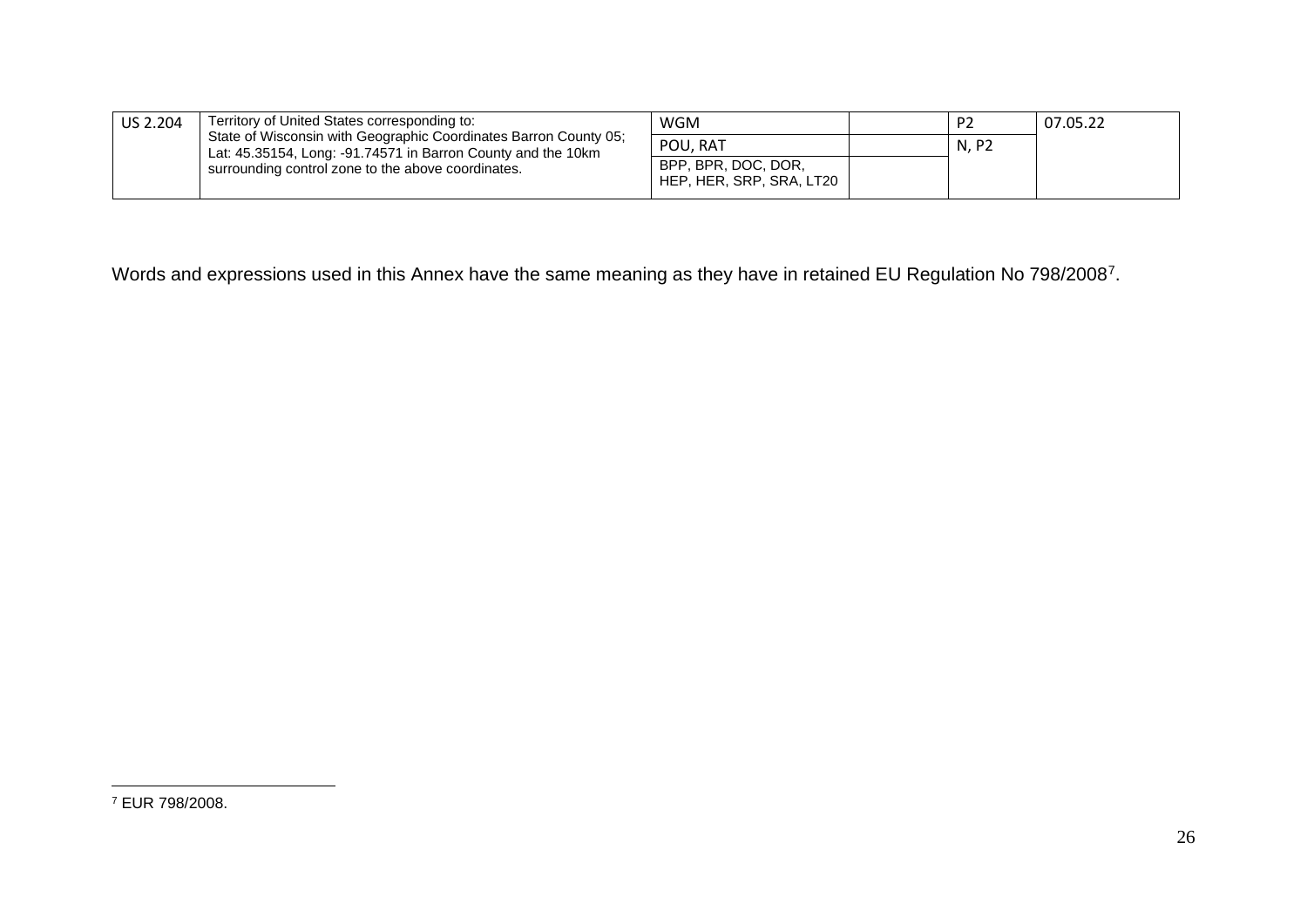| | | | | | |
|---|---|---|---|---|---|
| US 2.204 | Territory of United States corresponding to: State of Wisconsin with Geographic Coordinates Barron County 05; Lat: 45.35154, Long: -91.74571 in Barron County and the 10km surrounding control zone to the above coordinates. | WGM | | P2 | 07.05.22 |
| | | POU, RAT | | N, P2 | |
| | | BPP, BPR, DOC, DOR, HEP, HER, SRP, SRA, LT20 | | | |

Words and expressions used in this Annex have the same meaning as they have in retained EU Regulation No 798/2008[7].

[7] EUR 798/2008.